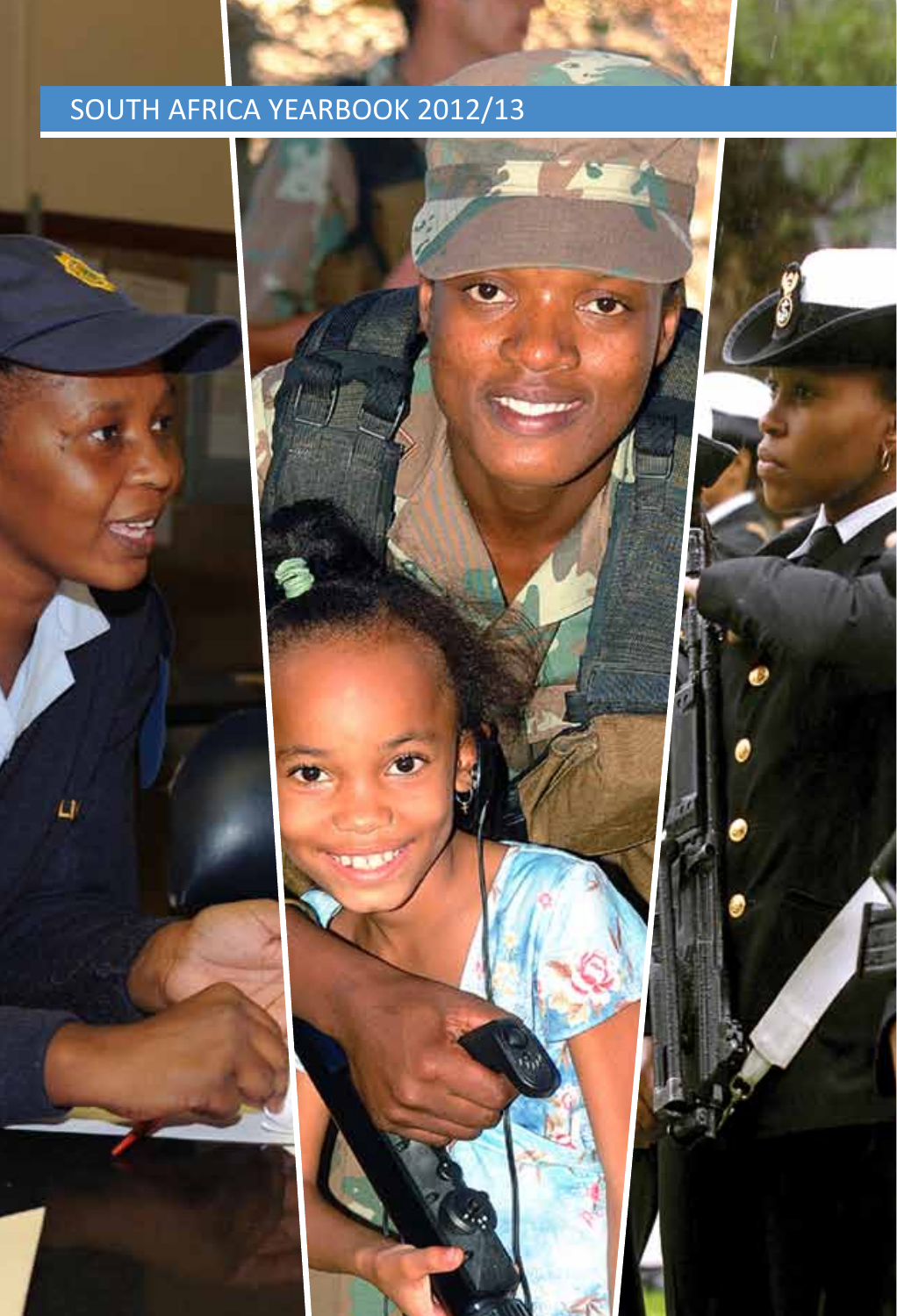# SOUTH AFRICA YEARBOOK 2012/13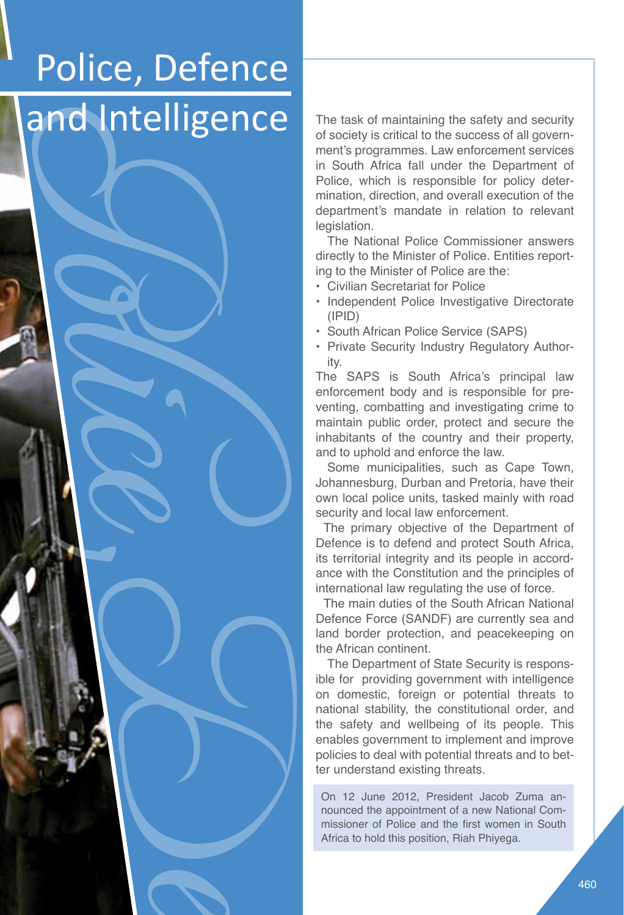# Police, Defence and Intelligence

The task of maintaining the safety and security of society is critical to the success of all government's programmes. Law enforcement services in South Africa fall under the Department of Police, which is responsible for policy determination, direction, and overall execution of the department's mandate in relation to relevant legislation.

The National Police Commissioner answers directly to the Minister of Police. Entities reporting to the Minister of Police are the:

- Civilian Secretariat for Police
- Independent Police Investigative Directorate (IPID)
- South African Police Service (SAPS)
- Private Security Industry Regulatory Authority.

The SAPS is South Africa's principal law enforcement body and is responsible for preventing, combatting and investigating crime to maintain public order, protect and secure the inhabitants of the country and their property, and to uphold and enforce the law.

Some municipalities, such as Cape Town, Johannesburg, Durban and Pretoria, have their own local police units, tasked mainly with road security and local law enforcement.

The primary objective of the Department of Defence is to defend and protect South Africa, its territorial integrity and its people in accordance with the Constitution and the principles of international law regulating the use of force.

The main duties of the South African National Defence Force (SANDF) are currently sea and land border protection, and peacekeeping on the African continent.

The Department of State Security is responsible for providing government with intelligence on domestic, foreign or potential threats to national stability, the constitutional order, and the safety and wellbeing of its people. This enables government to implement and improve policies to deal with potential threats and to better understand existing threats.

On 12 June 2012, President Jacob Zuma announced the appointment of a new National Commissioner of Police and the first women in South Africa to hold this position, Riah Phiyega.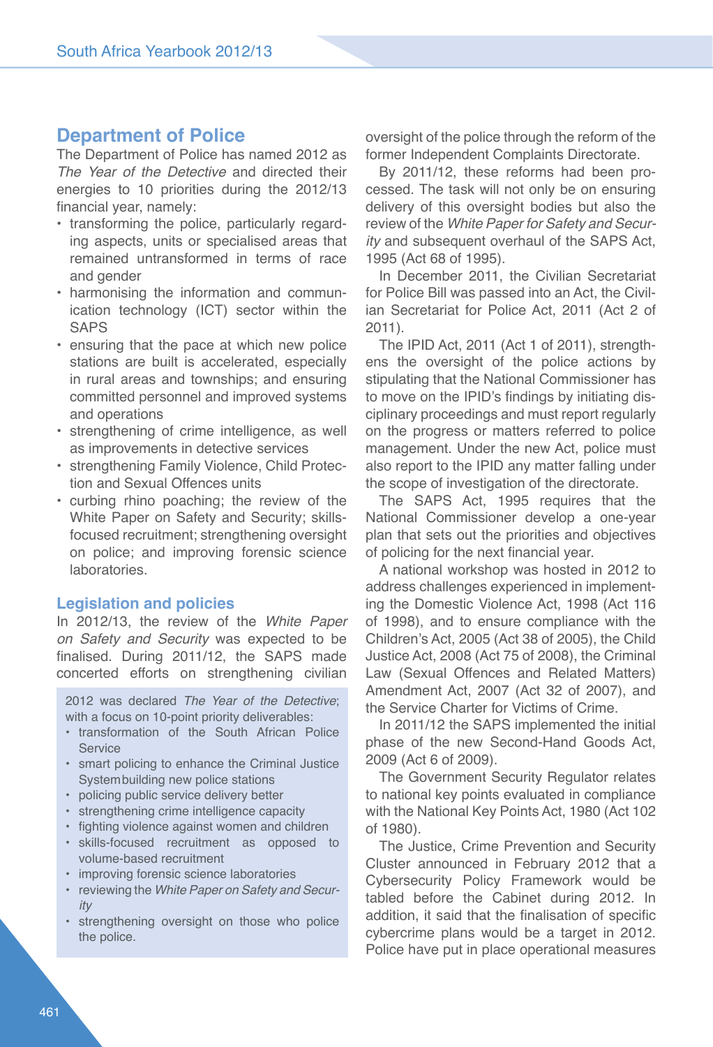## Department of Police

The Department of Police has named 2012 as *The Year of the Detective* and directed their energies to 10 priorities during the 2012/13 financial year, namely:

- transforming the police, particularly regarding aspects, units or specialised areas that remained untransformed in terms of race and gender
- harmonising the information and communication technology (ICT) sector within the SAPS
- ensuring that the pace at which new police stations are built is accelerated, especially in rural areas and townships; and ensuring committed personnel and improved systems and operations
- strengthening of crime intelligence, as well as improvements in detective services
- strengthening Family Violence, Child Protection and Sexual Offences units
- curbing rhino poaching; the review of the White Paper on Safety and Security; skills-focused recruitment; strengthening oversight on police; and improving forensic science laboratories.

### Legislation and policies

In 2012/13, the review of the *White Paper on Safety and Security* was expected to be finalised. During 2011/12, the SAPS made concerted efforts on strengthening civilian oversight of the police through the reform of the former Independent Complaints Directorate.

> 2012 was declared *The Year of the Detective*; with a focus on 10-point priority deliverables:
>
> - transformation of the South African Police Service
> - smart policing to enhance the Criminal Justice Systembuilding new police stations
> - policing public service delivery better
> - strengthening crime intelligence capacity
> - fighting violence against women and children
> - skills-focused recruitment as opposed to volume-based recruitment
> - improving forensic science laboratories
> - reviewing the *White Paper on Safety and Security*
> - strengthening oversight on those who police the police.

By 2011/12, these reforms had been processed. The task will not only be on ensuring delivery of this oversight bodies but also the review of the *White Paper for Safety and Security* and subsequent overhaul of the SAPS Act, 1995 (Act 68 of 1995).

In December 2011, the Civilian Secretariat for Police Bill was passed into an Act, the Civilian Secretariat for Police Act, 2011 (Act 2 of 2011).

The IPID Act, 2011 (Act 1 of 2011), strengthens the oversight of the police actions by stipulating that the National Commissioner has to move on the IPID's findings by initiating disciplinary proceedings and must report regularly on the progress or matters referred to police management. Under the new Act, police must also report to the IPID any matter falling under the scope of investigation of the directorate.

The SAPS Act, 1995 requires that the National Commissioner develop a one-year plan that sets out the priorities and objectives of policing for the next financial year.

A national workshop was hosted in 2012 to address challenges experienced in implementing the Domestic Violence Act, 1998 (Act 116 of 1998), and to ensure compliance with the Children's Act, 2005 (Act 38 of 2005), the Child Justice Act, 2008 (Act 75 of 2008), the Criminal Law (Sexual Offences and Related Matters) Amendment Act, 2007 (Act 32 of 2007), and the Service Charter for Victims of Crime.

In 2011/12 the SAPS implemented the initial phase of the new Second-Hand Goods Act, 2009 (Act 6 of 2009).

The Government Security Regulator relates to national key points evaluated in compliance with the National Key Points Act, 1980 (Act 102 of 1980).

The Justice, Crime Prevention and Security Cluster announced in February 2012 that a Cybersecurity Policy Framework would be tabled before the Cabinet during 2012. In addition, it said that the finalisation of specific cybercrime plans would be a target in 2012. Police have put in place operational measures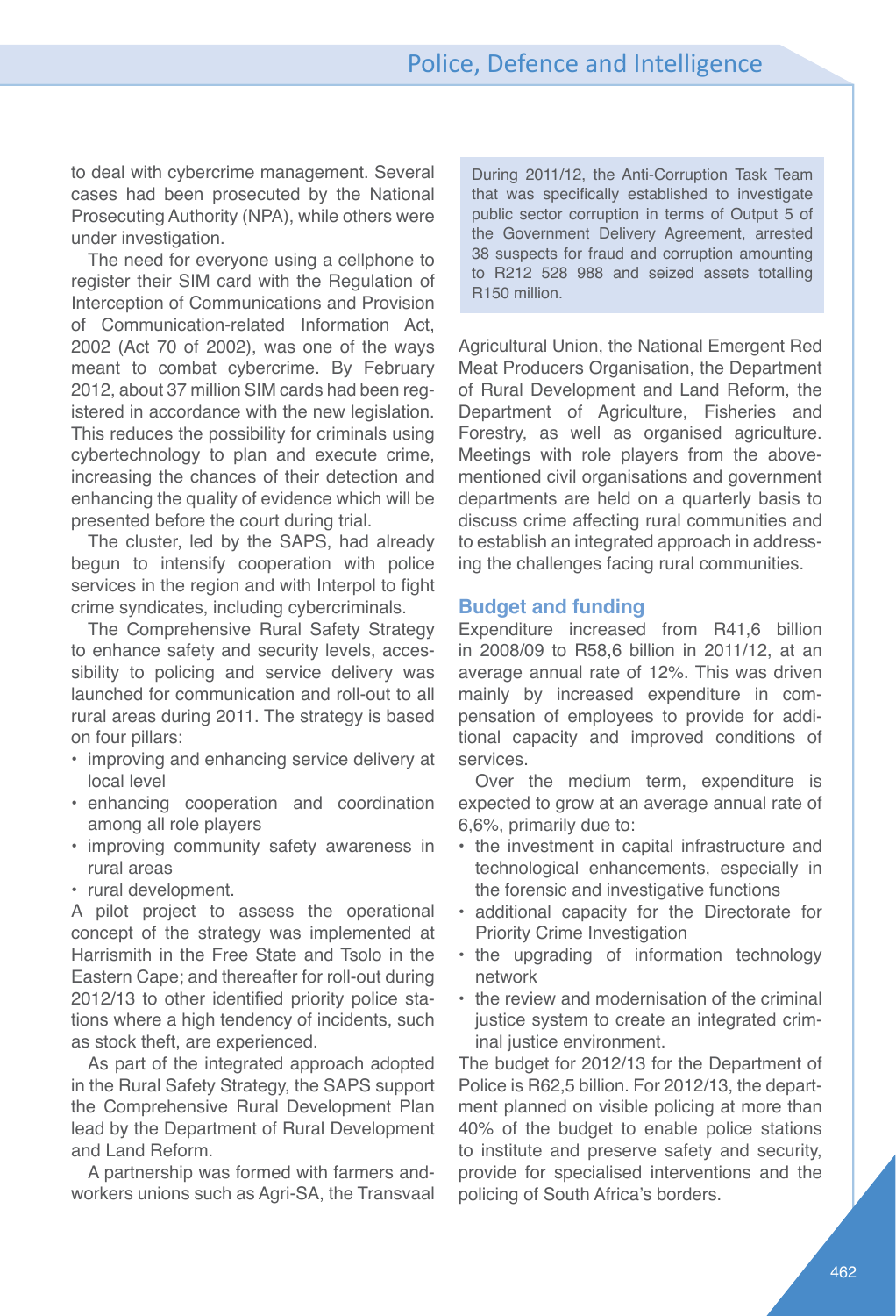to deal with cybercrime management. Several cases had been prosecuted by the National Prosecuting Authority (NPA), while others were under investigation.

The need for everyone using a cellphone to register their SIM card with the Regulation of Interception of Communications and Provision of Communication-related Information Act, 2002 (Act 70 of 2002), was one of the ways meant to combat cybercrime. By February 2012, about 37 million SIM cards had been registered in accordance with the new legislation. This reduces the possibility for criminals using cybertechnology to plan and execute crime, increasing the chances of their detection and enhancing the quality of evidence which will be presented before the court during trial.

The cluster, led by the SAPS, had already begun to intensify cooperation with police services in the region and with Interpol to fight crime syndicates, including cybercriminals.

The Comprehensive Rural Safety Strategy to enhance safety and security levels, accessibility to policing and service delivery was launched for communication and roll-out to all rural areas during 2011. The strategy is based on four pillars:

- improving and enhancing service delivery at local level
- enhancing cooperation and coordination among all role players
- improving community safety awareness in rural areas
- rural development.

A pilot project to assess the operational concept of the strategy was implemented at Harrismith in the Free State and Tsolo in the Eastern Cape; and thereafter for roll-out during 2012/13 to other identified priority police stations where a high tendency of incidents, such as stock theft, are experienced.

As part of the integrated approach adopted in the Rural Safety Strategy, the SAPS support the Comprehensive Rural Development Plan lead by the Department of Rural Development and Land Reform.

A partnership was formed with farmers and-workers unions such as Agri-SA, the Transvaal Agricultural Union, the National Emergent Red Meat Producers Organisation, the Department of Rural Development and Land Reform, the Department of Agriculture, Fisheries and Forestry, as well as organised agriculture. Meetings with role players from the above-mentioned civil organisations and government departments are held on a quarterly basis to discuss crime affecting rural communities and to establish an integrated approach in addressing the challenges facing rural communities.

> During 2011/12, the Anti-Corruption Task Team that was specifically established to investigate public sector corruption in terms of Output 5 of the Government Delivery Agreement, arrested 38 suspects for fraud and corruption amounting to R212 528 988 and seized assets totalling R150 million.

## Budget and funding

Expenditure increased from R41,6 billion in 2008/09 to R58,6 billion in 2011/12, at an average annual rate of 12%. This was driven mainly by increased expenditure in compensation of employees to provide for additional capacity and improved conditions of services.

Over the medium term, expenditure is expected to grow at an average annual rate of 6,6%, primarily due to:

- the investment in capital infrastructure and technological enhancements, especially in the forensic and investigative functions
- additional capacity for the Directorate for Priority Crime Investigation
- the upgrading of information technology network
- the review and modernisation of the criminal justice system to create an integrated criminal justice environment.

The budget for 2012/13 for the Department of Police is R62,5 billion. For 2012/13, the department planned on visible policing at more than 40% of the budget to enable police stations to institute and preserve safety and security, provide for specialised interventions and the policing of South Africa's borders.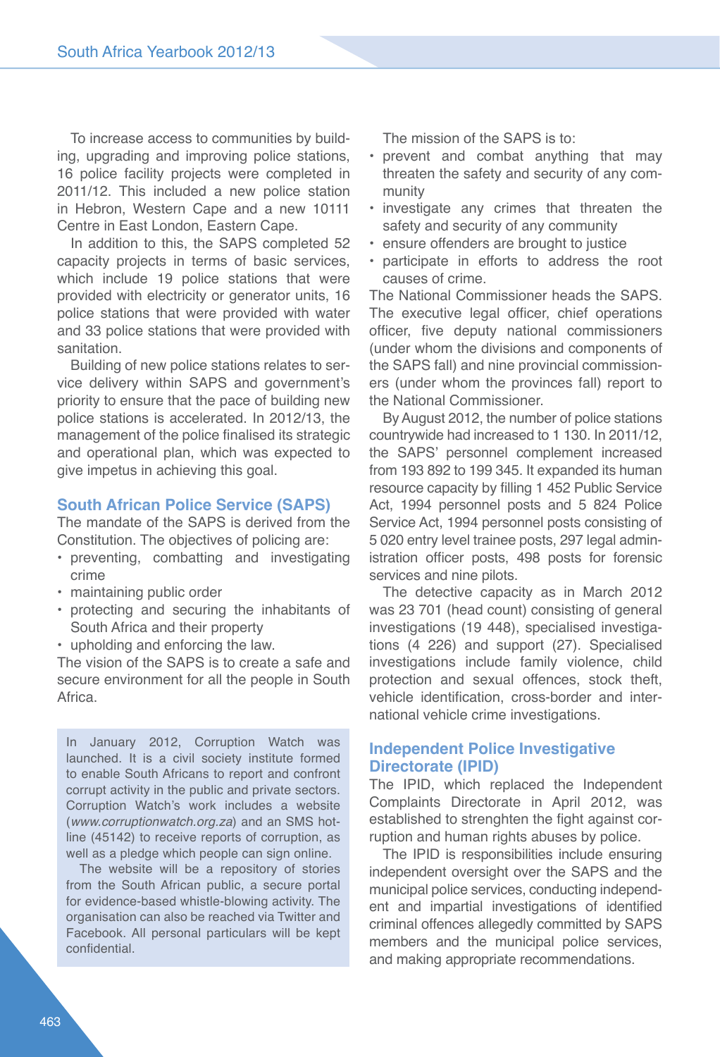To increase access to communities by building, upgrading and improving police stations, 16 police facility projects were completed in 2011/12. This included a new police station in Hebron, Western Cape and a new 10111 Centre in East London, Eastern Cape.

In addition to this, the SAPS completed 52 capacity projects in terms of basic services, which include 19 police stations that were provided with electricity or generator units, 16 police stations that were provided with water and 33 police stations that were provided with sanitation.

Building of new police stations relates to service delivery within SAPS and government's priority to ensure that the pace of building new police stations is accelerated. In 2012/13, the management of the police finalised its strategic and operational plan, which was expected to give impetus in achieving this goal.

## South African Police Service (SAPS)

The mandate of the SAPS is derived from the Constitution. The objectives of policing are:

- preventing, combatting and investigating crime
- maintaining public order
- protecting and securing the inhabitants of South Africa and their property
- upholding and enforcing the law.

The vision of the SAPS is to create a safe and secure environment for all the people in South Africa.

> In January 2012, Corruption Watch was launched. It is a civil society institute formed to enable South Africans to report and confront corrupt activity in the public and private sectors. Corruption Watch's work includes a website (*www.corruptionwatch.org.za*) and an SMS hotline (45142) to receive reports of corruption, as well as a pledge which people can sign online.
>
> The website will be a repository of stories from the South African public, a secure portal for evidence-based whistle-blowing activity. The organisation can also be reached via Twitter and Facebook. All personal particulars will be kept confidential.

The mission of the SAPS is to:

- prevent and combat anything that may threaten the safety and security of any community
- investigate any crimes that threaten the safety and security of any community
- ensure offenders are brought to justice
- participate in efforts to address the root causes of crime.

The National Commissioner heads the SAPS. The executive legal officer, chief operations officer, five deputy national commissioners (under whom the divisions and components of the SAPS fall) and nine provincial commissioners (under whom the provinces fall) report to the National Commissioner.

By August 2012, the number of police stations countrywide had increased to 1 130. In 2011/12, the SAPS' personnel complement increased from 193 892 to 199 345. It expanded its human resource capacity by filling 1 452 Public Service Act, 1994 personnel posts and 5 824 Police Service Act, 1994 personnel posts consisting of 5 020 entry level trainee posts, 297 legal administration officer posts, 498 posts for forensic services and nine pilots.

The detective capacity as in March 2012 was 23 701 (head count) consisting of general investigations (19 448), specialised investigations (4 226) and support (27). Specialised investigations include family violence, child protection and sexual offences, stock theft, vehicle identification, cross-border and international vehicle crime investigations.

## Independent Police Investigative Directorate (IPID)

The IPID, which replaced the Independent Complaints Directorate in April 2012, was established to strenghten the fight against corruption and human rights abuses by police.

The IPID is responsibilities include ensuring independent oversight over the SAPS and the municipal police services, conducting independent and impartial investigations of identified criminal offences allegedly committed by SAPS members and the municipal police services, and making appropriate recommendations.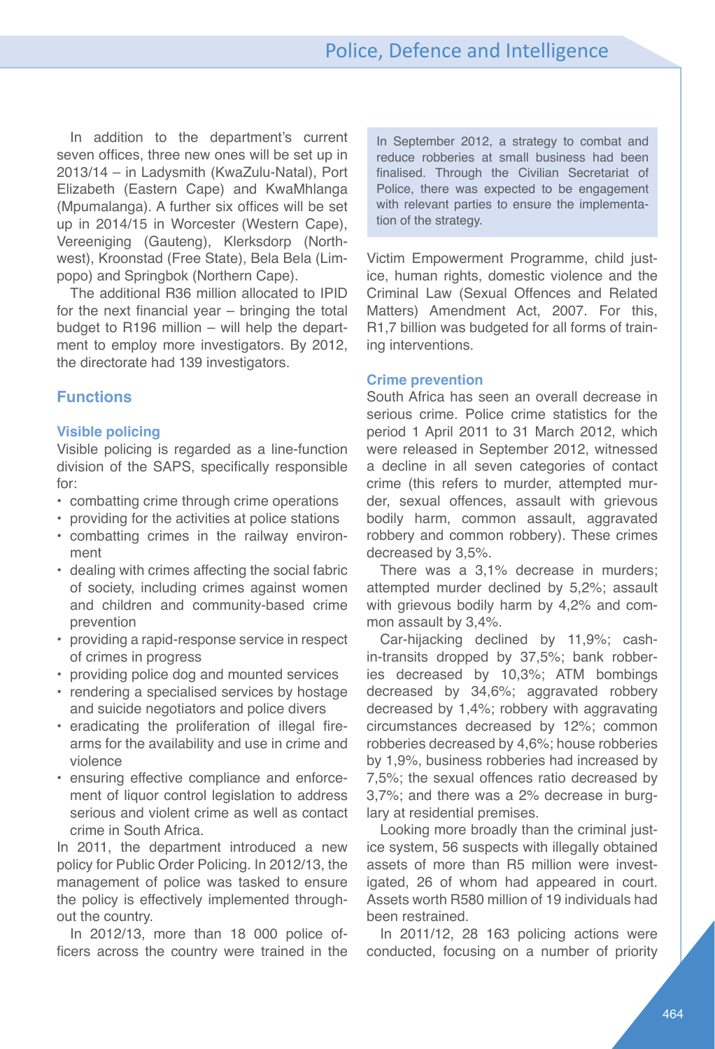In addition to the department's current seven offices, three new ones will be set up in 2013/14 – in Ladysmith (KwaZulu-Natal), Port Elizabeth (Eastern Cape) and KwaMhlanga (Mpumalanga). A further six offices will be set up in 2014/15 in Worcester (Western Cape), Vereeniging (Gauteng), Klerksdorp (North-west), Kroonstad (Free State), Bela Bela (Limpopo) and Springbok (Northern Cape).

The additional R36 million allocated to IPID for the next financial year – bringing the total budget to R196 million – will help the department to employ more investigators. By 2012, the directorate had 139 investigators.

## Functions

### Visible policing

Visible policing is regarded as a line-function division of the SAPS, specifically responsible for:

- combatting crime through crime operations
- providing for the activities at police stations
- combatting crimes in the railway environment
- dealing with crimes affecting the social fabric of society, including crimes against women and children and community-based crime prevention
- providing a rapid-response service in respect of crimes in progress
- providing police dog and mounted services
- rendering a specialised services by hostage and suicide negotiators and police divers
- eradicating the proliferation of illegal firearms for the availability and use in crime and violence
- ensuring effective compliance and enforcement of liquor control legislation to address serious and violent crime as well as contact crime in South Africa.

In 2011, the department introduced a new policy for Public Order Policing. In 2012/13, the management of police was tasked to ensure the policy is effectively implemented throughout the country.

In 2012/13, more than 18 000 police officers across the country were trained in the Victim Empowerment Programme, child justice, human rights, domestic violence and the Criminal Law (Sexual Offences and Related Matters) Amendment Act, 2007. For this, R1,7 billion was budgeted for all forms of training interventions.

> In September 2012, a strategy to combat and reduce robberies at small business had been finalised. Through the Civilian Secretariat of Police, there was expected to be engagement with relevant parties to ensure the implementation of the strategy.

### Crime prevention

South Africa has seen an overall decrease in serious crime. Police crime statistics for the period 1 April 2011 to 31 March 2012, which were released in September 2012, witnessed a decline in all seven categories of contact crime (this refers to murder, attempted murder, sexual offences, assault with grievous bodily harm, common assault, aggravated robbery and common robbery). These crimes decreased by 3,5%.

There was a 3,1% decrease in murders; attempted murder declined by 5,2%; assault with grievous bodily harm by 4,2% and common assault by 3,4%.

Car-hijacking declined by 11,9%; cash-in-transits dropped by 37,5%; bank robberies decreased by 10,3%; ATM bombings decreased by 34,6%; aggravated robbery decreased by 1,4%; robbery with aggravating circumstances decreased by 12%; common robberies decreased by 4,6%; house robberies by 1,9%, business robberies had increased by 7,5%; the sexual offences ratio decreased by 3,7%; and there was a 2% decrease in burglary at residential premises.

Looking more broadly than the criminal justice system, 56 suspects with illegally obtained assets of more than R5 million were investigated, 26 of whom had appeared in court. Assets worth R580 million of 19 individuals had been restrained.

In 2011/12, 28 163 policing actions were conducted, focusing on a number of priority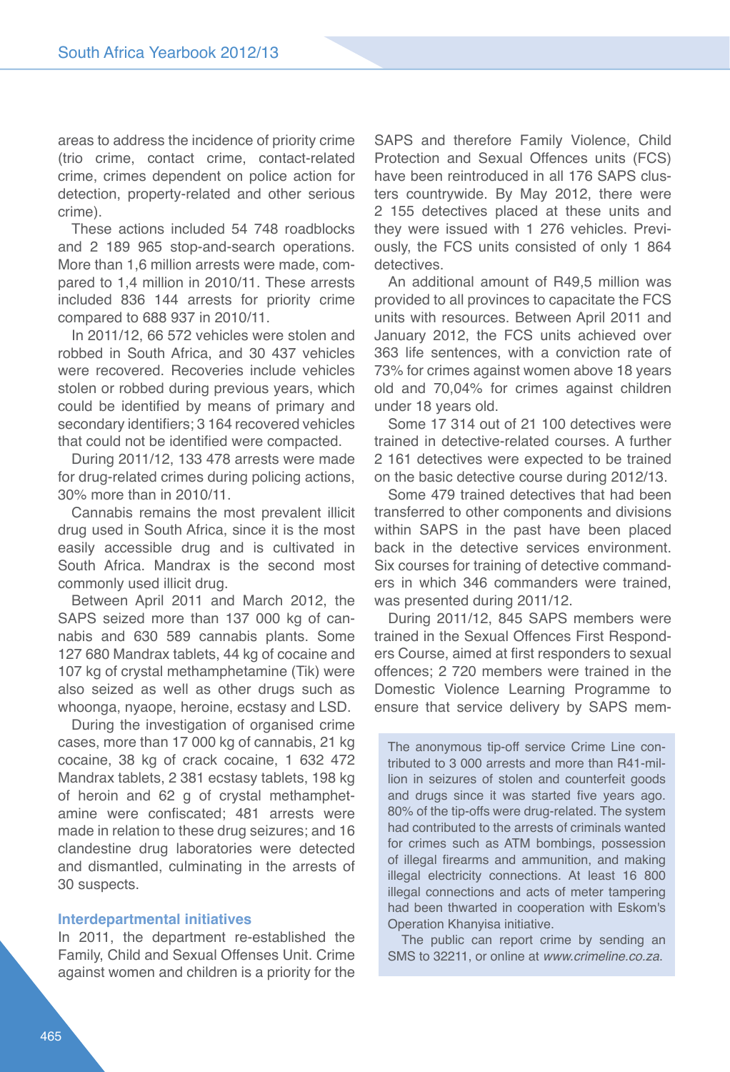areas to address the incidence of priority crime (trio crime, contact crime, contact-related crime, crimes dependent on police action for detection, property-related and other serious crime).

These actions included 54 748 roadblocks and 2 189 965 stop-and-search operations. More than 1,6 million arrests were made, compared to 1,4 million in 2010/11. These arrests included 836 144 arrests for priority crime compared to 688 937 in 2010/11.

In 2011/12, 66 572 vehicles were stolen and robbed in South Africa, and 30 437 vehicles were recovered. Recoveries include vehicles stolen or robbed during previous years, which could be identified by means of primary and secondary identifiers; 3 164 recovered vehicles that could not be identified were compacted.

During 2011/12, 133 478 arrests were made for drug-related crimes during policing actions, 30% more than in 2010/11.

Cannabis remains the most prevalent illicit drug used in South Africa, since it is the most easily accessible drug and is cultivated in South Africa. Mandrax is the second most commonly used illicit drug.

Between April 2011 and March 2012, the SAPS seized more than 137 000 kg of cannabis and 630 589 cannabis plants. Some 127 680 Mandrax tablets, 44 kg of cocaine and 107 kg of crystal methamphetamine (Tik) were also seized as well as other drugs such as whoonga, nyaope, heroine, ecstasy and LSD.

During the investigation of organised crime cases, more than 17 000 kg of cannabis, 21 kg cocaine, 38 kg of crack cocaine, 1 632 472 Mandrax tablets, 2 381 ecstasy tablets, 198 kg of heroin and 62 g of crystal methamphetamine were confiscated; 481 arrests were made in relation to these drug seizures; and 16 clandestine drug laboratories were detected and dismantled, culminating in the arrests of 30 suspects.

### Interdepartmental initiatives

In 2011, the department re-established the Family, Child and Sexual Offenses Unit. Crime against women and children is a priority for the SAPS and therefore Family Violence, Child Protection and Sexual Offences units (FCS) have been reintroduced in all 176 SAPS clusters countrywide. By May 2012, there were 2 155 detectives placed at these units and they were issued with 1 276 vehicles. Previously, the FCS units consisted of only 1 864 detectives.

An additional amount of R49,5 million was provided to all provinces to capacitate the FCS units with resources. Between April 2011 and January 2012, the FCS units achieved over 363 life sentences, with a conviction rate of 73% for crimes against women above 18 years old and 70,04% for crimes against children under 18 years old.

Some 17 314 out of 21 100 detectives were trained in detective-related courses. A further 2 161 detectives were expected to be trained on the basic detective course during 2012/13.

Some 479 trained detectives that had been transferred to other components and divisions within SAPS in the past have been placed back in the detective services environment. Six courses for training of detective commanders in which 346 commanders were trained, was presented during 2011/12.

During 2011/12, 845 SAPS members were trained in the Sexual Offences First Responders Course, aimed at first responders to sexual offences; 2 720 members were trained in the Domestic Violence Learning Programme to ensure that service delivery by SAPS mem-

> The anonymous tip-off service Crime Line contributed to 3 000 arrests and more than R41-million in seizures of stolen and counterfeit goods and drugs since it was started five years ago. 80% of the tip-offs were drug-related. The system had contributed to the arrests of criminals wanted for crimes such as ATM bombings, possession of illegal firearms and ammunition, and making illegal electricity connections. At least 16 800 illegal connections and acts of meter tampering had been thwarted in cooperation with Eskom's Operation Khanyisa initiative.
>
> The public can report crime by sending an SMS to 32211, or online at *www.crimeline.co.za*.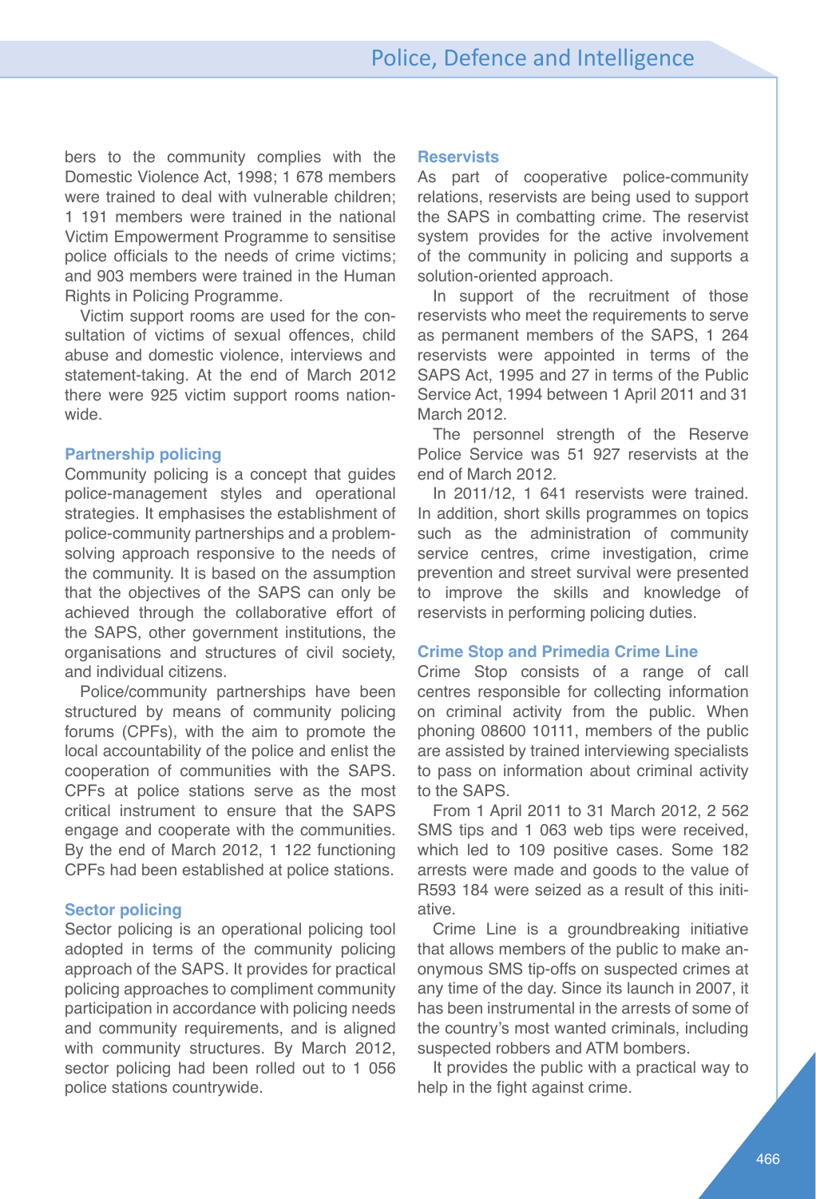bers to the community complies with the Domestic Violence Act, 1998; 1 678 members were trained to deal with vulnerable children; 1 191 members were trained in the national Victim Empowerment Programme to sensitise police officials to the needs of crime victims; and 903 members were trained in the Human Rights in Policing Programme.

Victim support rooms are used for the consultation of victims of sexual offences, child abuse and domestic violence, interviews and statement-taking. At the end of March 2012 there were 925 victim support rooms nationwide.

### Partnership policing

Community policing is a concept that guides police-management styles and operational strategies. It emphasises the establishment of police-community partnerships and a problem-solving approach responsive to the needs of the community. It is based on the assumption that the objectives of the SAPS can only be achieved through the collaborative effort of the SAPS, other government institutions, the organisations and structures of civil society, and individual citizens.

Police/community partnerships have been structured by means of community policing forums (CPFs), with the aim to promote the local accountability of the police and enlist the cooperation of communities with the SAPS. CPFs at police stations serve as the most critical instrument to ensure that the SAPS engage and cooperate with the communities. By the end of March 2012, 1 122 functioning CPFs had been established at police stations.

### Sector policing

Sector policing is an operational policing tool adopted in terms of the community policing approach of the SAPS. It provides for practical policing approaches to compliment community participation in accordance with policing needs and community requirements, and is aligned with community structures. By March 2012, sector policing had been rolled out to 1 056 police stations countrywide.

### Reservists

As part of cooperative police-community relations, reservists are being used to support the SAPS in combatting crime. The reservist system provides for the active involvement of the community in policing and supports a solution-oriented approach.

In support of the recruitment of those reservists who meet the requirements to serve as permanent members of the SAPS, 1 264 reservists were appointed in terms of the SAPS Act, 1995 and 27 in terms of the Public Service Act, 1994 between 1 April 2011 and 31 March 2012.

The personnel strength of the Reserve Police Service was 51 927 reservists at the end of March 2012.

In 2011/12, 1 641 reservists were trained. In addition, short skills programmes on topics such as the administration of community service centres, crime investigation, crime prevention and street survival were presented to improve the skills and knowledge of reservists in performing policing duties.

### Crime Stop and Primedia Crime Line

Crime Stop consists of a range of call centres responsible for collecting information on criminal activity from the public. When phoning 08600 10111, members of the public are assisted by trained interviewing specialists to pass on information about criminal activity to the SAPS.

From 1 April 2011 to 31 March 2012, 2 562 SMS tips and 1 063 web tips were received, which led to 109 positive cases. Some 182 arrests were made and goods to the value of R593 184 were seized as a result of this initiative.

Crime Line is a groundbreaking initiative that allows members of the public to make anonymous SMS tip-offs on suspected crimes at any time of the day. Since its launch in 2007, it has been instrumental in the arrests of some of the country's most wanted criminals, including suspected robbers and ATM bombers.

It provides the public with a practical way to help in the fight against crime.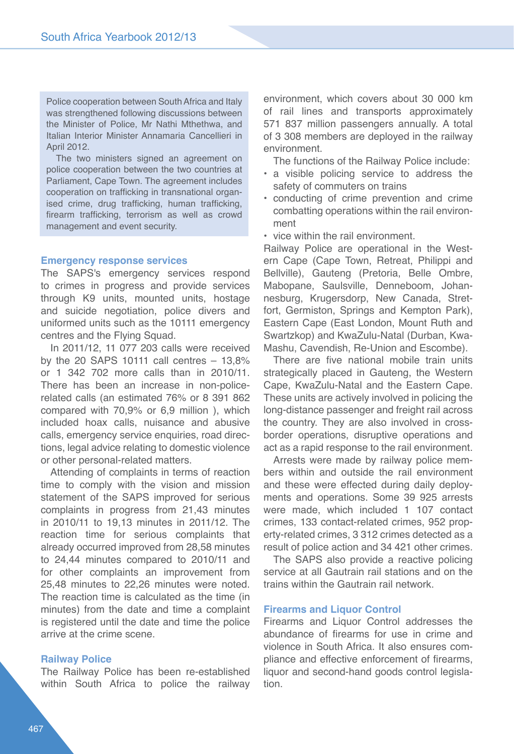Police cooperation between South Africa and Italy was strengthened following discussions between the Minister of Police, Mr Nathi Mthethwa, and Italian Interior Minister Annamaria Cancellieri in April 2012.

The two ministers signed an agreement on police cooperation between the two countries at Parliament, Cape Town. The agreement includes cooperation on trafficking in transnational organised crime, drug trafficking, human trafficking, firearm trafficking, terrorism as well as crowd management and event security.

### Emergency response services

The SAPS's emergency services respond to crimes in progress and provide services through K9 units, mounted units, hostage and suicide negotiation, police divers and uniformed units such as the 10111 emergency centres and the Flying Squad.

In 2011/12, 11 077 203 calls were received by the 20 SAPS 10111 call centres – 13,8% or 1 342 702 more calls than in 2010/11. There has been an increase in non-police-related calls (an estimated 76% or 8 391 862 compared with 70,9% or 6,9 million ), which included hoax calls, nuisance and abusive calls, emergency service enquiries, road directions, legal advice relating to domestic violence or other personal-related matters.

Attending of complaints in terms of reaction time to comply with the vision and mission statement of the SAPS improved for serious complaints in progress from 21,43 minutes in 2010/11 to 19,13 minutes in 2011/12. The reaction time for serious complaints that already occurred improved from 28,58 minutes to 24,44 minutes compared to 2010/11 and for other complaints an improvement from 25,48 minutes to 22,26 minutes were noted. The reaction time is calculated as the time (in minutes) from the date and time a complaint is registered until the date and time the police arrive at the crime scene.

### Railway Police

The Railway Police has been re-established within South Africa to police the railway environment, which covers about 30 000 km of rail lines and transports approximately 571 837 million passengers annually. A total of 3 308 members are deployed in the railway environment.

The functions of the Railway Police include:

- a visible policing service to address the safety of commuters on trains
- conducting of crime prevention and crime combatting operations within the rail environment
- vice within the rail environment.

Railway Police are operational in the Western Cape (Cape Town, Retreat, Philippi and Bellville), Gauteng (Pretoria, Belle Ombre, Mabopane, Saulsville, Denneboom, Johannesburg, Krugersdorp, New Canada, Stretfort, Germiston, Springs and Kempton Park), Eastern Cape (East London, Mount Ruth and Swartzkop) and KwaZulu-Natal (Durban, KwaMashu, Cavendish, Re-Union and Escombe).

There are five national mobile train units strategically placed in Gauteng, the Western Cape, KwaZulu-Natal and the Eastern Cape. These units are actively involved in policing the long-distance passenger and freight rail across the country. They are also involved in cross-border operations, disruptive operations and act as a rapid response to the rail environment.

Arrests were made by railway police members within and outside the rail environment and these were effected during daily deployments and operations. Some 39 925 arrests were made, which included 1 107 contact crimes, 133 contact-related crimes, 952 property-related crimes, 3 312 crimes detected as a result of police action and 34 421 other crimes.

The SAPS also provide a reactive policing service at all Gautrain rail stations and on the trains within the Gautrain rail network.

### Firearms and Liquor Control

Firearms and Liquor Control addresses the abundance of firearms for use in crime and violence in South Africa. It also ensures compliance and effective enforcement of firearms, liquor and second-hand goods control legislation.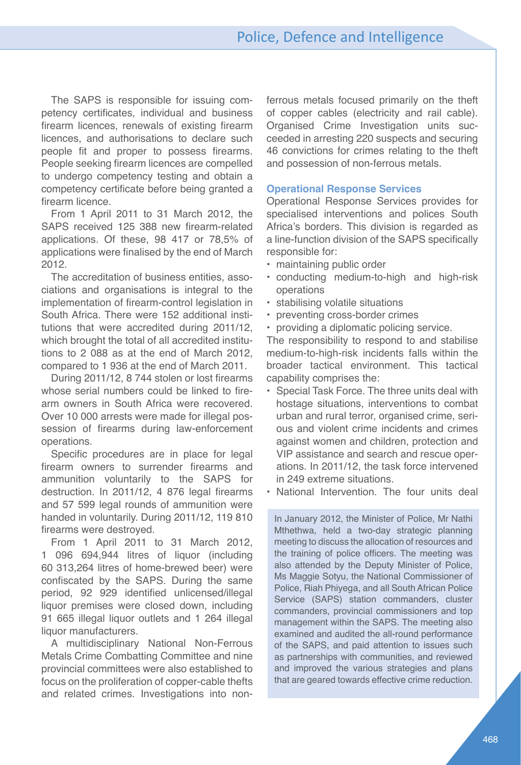The SAPS is responsible for issuing competency certificates, individual and business firearm licences, renewals of existing firearm licences, and authorisations to declare such people fit and proper to possess firearms. People seeking firearm licences are compelled to undergo competency testing and obtain a competency certificate before being granted a firearm licence.

From 1 April 2011 to 31 March 2012, the SAPS received 125 388 new firearm-related applications. Of these, 98 417 or 78,5% of applications were finalised by the end of March 2012.

The accreditation of business entities, associations and organisations is integral to the implementation of firearm-control legislation in South Africa. There were 152 additional institutions that were accredited during 2011/12, which brought the total of all accredited institutions to 2 088 as at the end of March 2012, compared to 1 936 at the end of March 2011.

During 2011/12, 8 744 stolen or lost firearms whose serial numbers could be linked to firearm owners in South Africa were recovered. Over 10 000 arrests were made for illegal possession of firearms during law-enforcement operations.

Specific procedures are in place for legal firearm owners to surrender firearms and ammunition voluntarily to the SAPS for destruction. In 2011/12, 4 876 legal firearms and 57 599 legal rounds of ammunition were handed in voluntarily. During 2011/12, 119 810 firearms were destroyed.

From 1 April 2011 to 31 March 2012, 1 096 694,944 litres of liquor (including 60 313,264 litres of home-brewed beer) were confiscated by the SAPS. During the same period, 92 929 identified unlicensed/illegal liquor premises were closed down, including 91 665 illegal liquor outlets and 1 264 illegal liquor manufacturers.

A multidisciplinary National Non-Ferrous Metals Crime Combatting Committee and nine provincial committees were also established to focus on the proliferation of copper-cable thefts and related crimes. Investigations into non-ferrous metals focused primarily on the theft of copper cables (electricity and rail cable). Organised Crime Investigation units succeeded in arresting 220 suspects and securing 46 convictions for crimes relating to the theft and possession of non-ferrous metals.

### Operational Response Services

Operational Response Services provides for specialised interventions and polices South Africa's borders. This division is regarded as a line-function division of the SAPS specifically responsible for:

- maintaining public order
- conducting medium-to-high and high-risk operations
- stabilising volatile situations
- preventing cross-border crimes
- providing a diplomatic policing service.

The responsibility to respond to and stabilise medium-to-high-risk incidents falls within the broader tactical environment. This tactical capability comprises the:

- Special Task Force. The three units deal with hostage situations, interventions to combat urban and rural terror, organised crime, serious and violent crime incidents and crimes against women and children, protection and VIP assistance and search and rescue operations. In 2011/12, the task force intervened in 249 extreme situations.
- National Intervention. The four units deal

> In January 2012, the Minister of Police, Mr Nathi Mthethwa, held a two-day strategic planning meeting to discuss the allocation of resources and the training of police officers. The meeting was also attended by the Deputy Minister of Police, Ms Maggie Sotyu, the National Commissioner of Police, Riah Phiyega, and all South African Police Service (SAPS) station commanders, cluster commanders, provincial commissioners and top management within the SAPS. The meeting also examined and audited the all-round performance of the SAPS, and paid attention to issues such as partnerships with communities, and reviewed and improved the various strategies and plans that are geared towards effective crime reduction.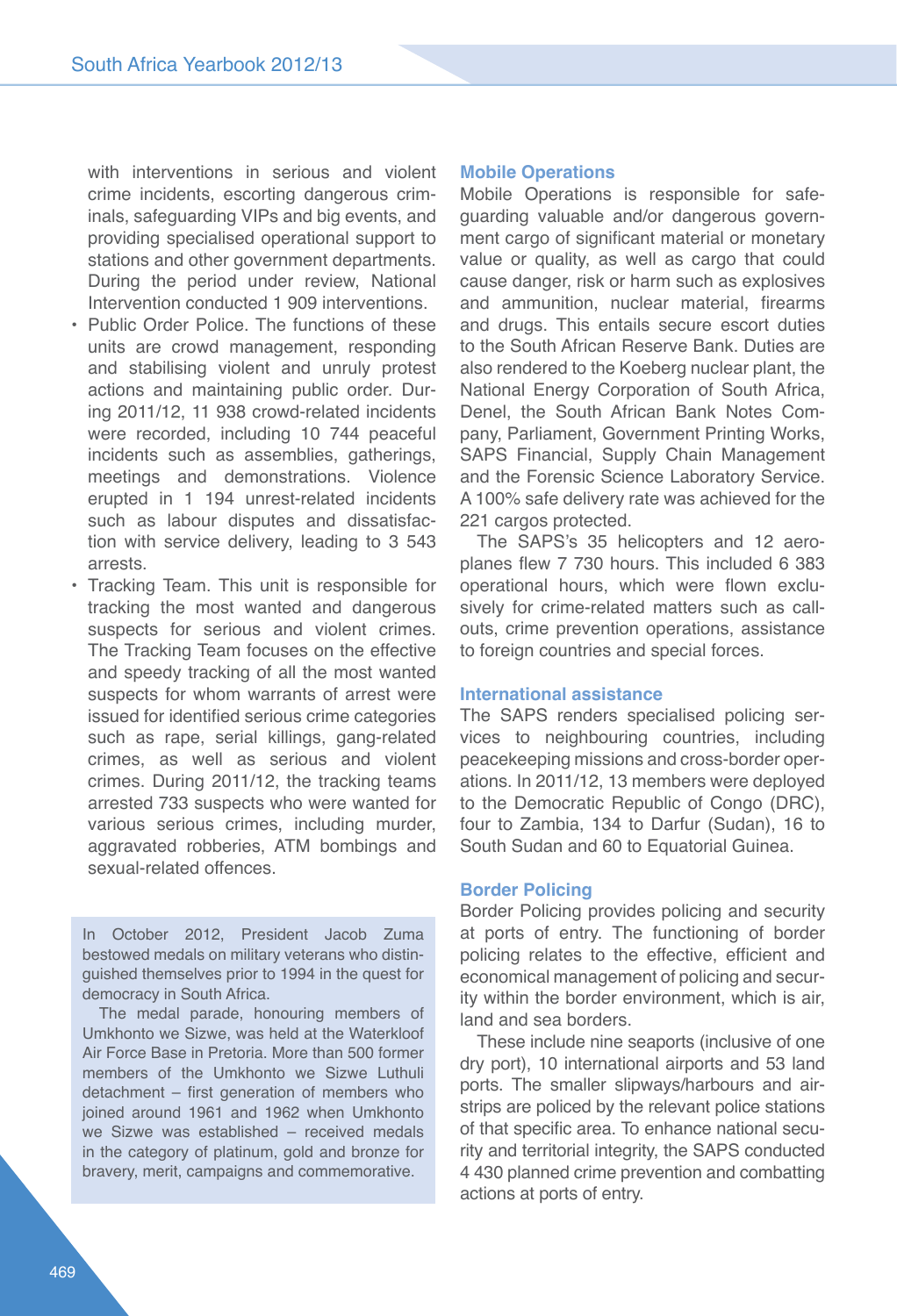with interventions in serious and violent crime incidents, escorting dangerous criminals, safeguarding VIPs and big events, and providing specialised operational support to stations and other government departments. During the period under review, National Intervention conducted 1 909 interventions.

- Public Order Police. The functions of these units are crowd management, responding and stabilising violent and unruly protest actions and maintaining public order. During 2011/12, 11 938 crowd-related incidents were recorded, including 10 744 peaceful incidents such as assemblies, gatherings, meetings and demonstrations. Violence erupted in 1 194 unrest-related incidents such as labour disputes and dissatisfaction with service delivery, leading to 3 543 arrests.
- Tracking Team. This unit is responsible for tracking the most wanted and dangerous suspects for serious and violent crimes. The Tracking Team focuses on the effective and speedy tracking of all the most wanted suspects for whom warrants of arrest were issued for identified serious crime categories such as rape, serial killings, gang-related crimes, as well as serious and violent crimes. During 2011/12, the tracking teams arrested 733 suspects who were wanted for various serious crimes, including murder, aggravated robberies, ATM bombings and sexual-related offences.

> In October 2012, President Jacob Zuma bestowed medals on military veterans who distinguished themselves prior to 1994 in the quest for democracy in South Africa.
>
> The medal parade, honouring members of Umkhonto we Sizwe, was held at the Waterkloof Air Force Base in Pretoria. More than 500 former members of the Umkhonto we Sizwe Luthuli detachment – first generation of members who joined around 1961 and 1962 when Umkhonto we Sizwe was established – received medals in the category of platinum, gold and bronze for bravery, merit, campaigns and commemorative.

### Mobile Operations

Mobile Operations is responsible for safeguarding valuable and/or dangerous government cargo of significant material or monetary value or quality, as well as cargo that could cause danger, risk or harm such as explosives and ammunition, nuclear material, firearms and drugs. This entails secure escort duties to the South African Reserve Bank. Duties are also rendered to the Koeberg nuclear plant, the National Energy Corporation of South Africa, Denel, the South African Bank Notes Company, Parliament, Government Printing Works, SAPS Financial, Supply Chain Management and the Forensic Science Laboratory Service. A 100% safe delivery rate was achieved for the 221 cargos protected.

The SAPS's 35 helicopters and 12 aeroplanes flew 7 730 hours. This included 6 383 operational hours, which were flown exclusively for crime-related matters such as call-outs, crime prevention operations, assistance to foreign countries and special forces.

### International assistance

The SAPS renders specialised policing services to neighbouring countries, including peacekeeping missions and cross-border operations. In 2011/12, 13 members were deployed to the Democratic Republic of Congo (DRC), four to Zambia, 134 to Darfur (Sudan), 16 to South Sudan and 60 to Equatorial Guinea.

### Border Policing

Border Policing provides policing and security at ports of entry. The functioning of border policing relates to the effective, efficient and economical management of policing and security within the border environment, which is air, land and sea borders.

These include nine seaports (inclusive of one dry port), 10 international airports and 53 land ports. The smaller slipways/harbours and airstrips are policed by the relevant police stations of that specific area. To enhance national security and territorial integrity, the SAPS conducted 4 430 planned crime prevention and combatting actions at ports of entry.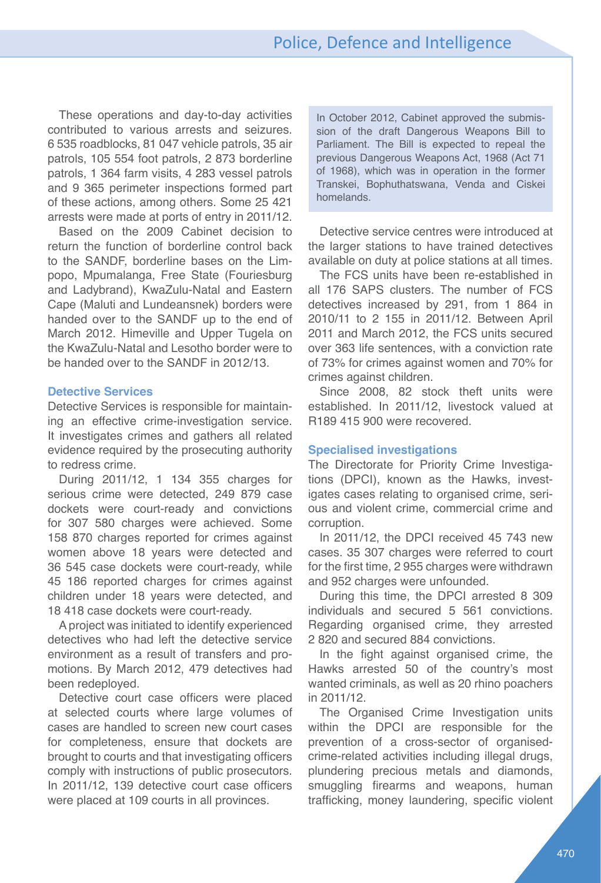These operations and day-to-day activities contributed to various arrests and seizures. 6 535 roadblocks, 81 047 vehicle patrols, 35 air patrols, 105 554 foot patrols, 2 873 borderline patrols, 1 364 farm visits, 4 283 vessel patrols and 9 365 perimeter inspections formed part of these actions, among others. Some 25 421 arrests were made at ports of entry in 2011/12.

Based on the 2009 Cabinet decision to return the function of borderline control back to the SANDF, borderline bases on the Limpopo, Mpumalanga, Free State (Fouriesburg and Ladybrand), KwaZulu-Natal and Eastern Cape (Maluti and Lundeansnek) borders were handed over to the SANDF up to the end of March 2012. Himeville and Upper Tugela on the KwaZulu-Natal and Lesotho border were to be handed over to the SANDF in 2012/13.

### Detective Services

Detective Services is responsible for maintaining an effective crime-investigation service. It investigates crimes and gathers all related evidence required by the prosecuting authority to redress crime.

During 2011/12, 1 134 355 charges for serious crime were detected, 249 879 case dockets were court-ready and convictions for 307 580 charges were achieved. Some 158 870 charges reported for crimes against women above 18 years were detected and 36 545 case dockets were court-ready, while 45 186 reported charges for crimes against children under 18 years were detected, and 18 418 case dockets were court-ready.

A project was initiated to identify experienced detectives who had left the detective service environment as a result of transfers and promotions. By March 2012, 479 detectives had been redeployed.

Detective court case officers were placed at selected courts where large volumes of cases are handled to screen new court cases for completeness, ensure that dockets are brought to courts and that investigating officers comply with instructions of public prosecutors. In 2011/12, 139 detective court case officers were placed at 109 courts in all provinces.

In October 2012, Cabinet approved the submission of the draft Dangerous Weapons Bill to Parliament. The Bill is expected to repeal the previous Dangerous Weapons Act, 1968 (Act 71 of 1968), which was in operation in the former Transkei, Bophuthatswana, Venda and Ciskei homelands.

Detective service centres were introduced at the larger stations to have trained detectives available on duty at police stations at all times.

The FCS units have been re-established in all 176 SAPS clusters. The number of FCS detectives increased by 291, from 1 864 in 2010/11 to 2 155 in 2011/12. Between April 2011 and March 2012, the FCS units secured over 363 life sentences, with a conviction rate of 73% for crimes against women and 70% for crimes against children.

Since 2008, 82 stock theft units were established. In 2011/12, livestock valued at R189 415 900 were recovered.

### Specialised investigations

The Directorate for Priority Crime Investigations (DPCI), known as the Hawks, investigates cases relating to organised crime, serious and violent crime, commercial crime and corruption.

In 2011/12, the DPCI received 45 743 new cases. 35 307 charges were referred to court for the first time, 2 955 charges were withdrawn and 952 charges were unfounded.

During this time, the DPCI arrested 8 309 individuals and secured 5 561 convictions. Regarding organised crime, they arrested 2 820 and secured 884 convictions.

In the fight against organised crime, the Hawks arrested 50 of the country's most wanted criminals, as well as 20 rhino poachers in 2011/12.

The Organised Crime Investigation units within the DPCI are responsible for the prevention of a cross-sector of organised-crime-related activities including illegal drugs, plundering precious metals and diamonds, smuggling firearms and weapons, human trafficking, money laundering, specific violent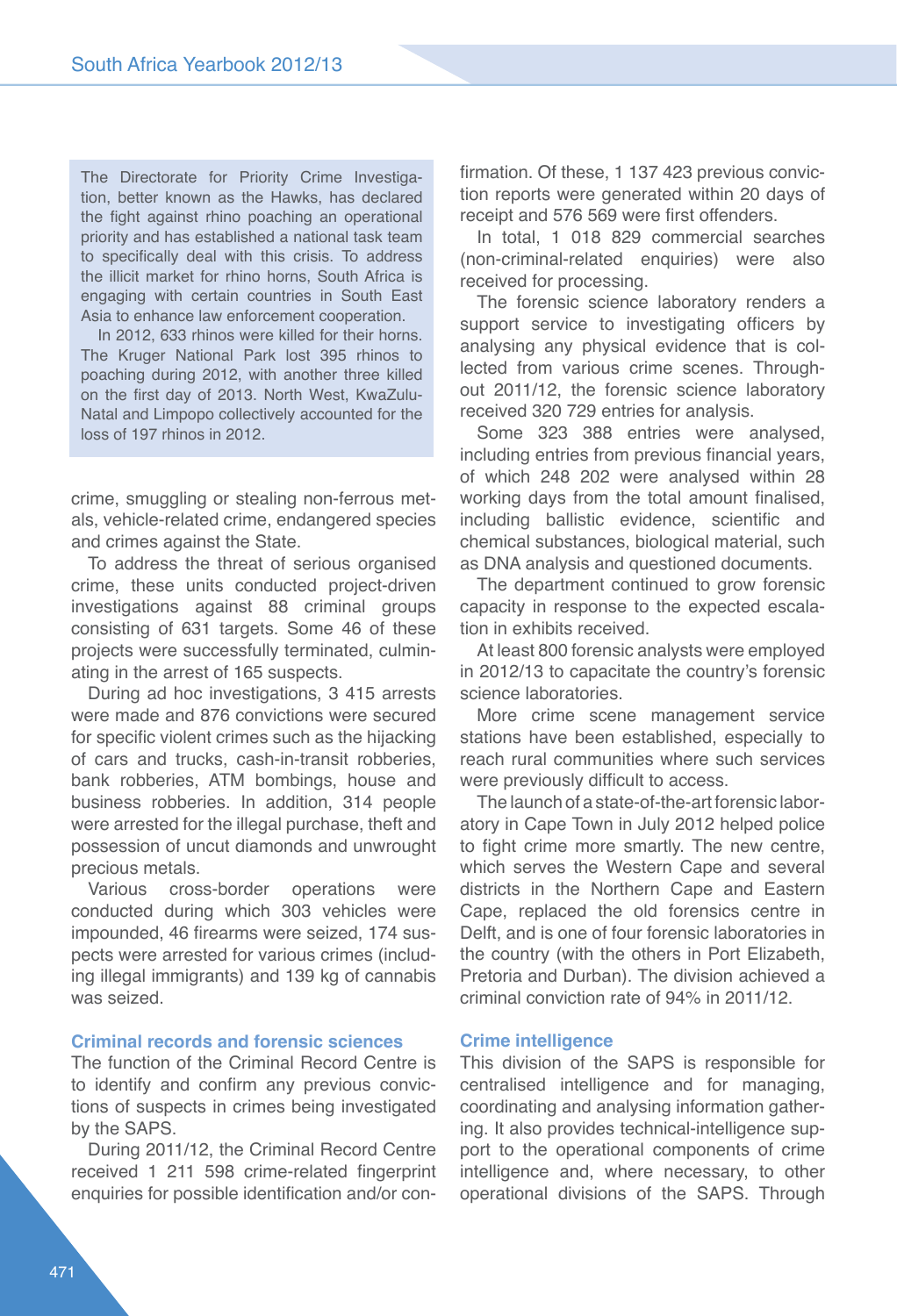The Directorate for Priority Crime Investigation, better known as the Hawks, has declared the fight against rhino poaching an operational priority and has established a national task team to specifically deal with this crisis. To address the illicit market for rhino horns, South Africa is engaging with certain countries in South East Asia to enhance law enforcement cooperation.

In 2012, 633 rhinos were killed for their horns. The Kruger National Park lost 395 rhinos to poaching during 2012, with another three killed on the first day of 2013. North West, KwaZulu-Natal and Limpopo collectively accounted for the loss of 197 rhinos in 2012.

crime, smuggling or stealing non-ferrous metals, vehicle-related crime, endangered species and crimes against the State.

To address the threat of serious organised crime, these units conducted project-driven investigations against 88 criminal groups consisting of 631 targets. Some 46 of these projects were successfully terminated, culminating in the arrest of 165 suspects.

During ad hoc investigations, 3 415 arrests were made and 876 convictions were secured for specific violent crimes such as the hijacking of cars and trucks, cash-in-transit robberies, bank robberies, ATM bombings, house and business robberies. In addition, 314 people were arrested for the illegal purchase, theft and possession of uncut diamonds and unwrought precious metals.

Various cross-border operations were conducted during which 303 vehicles were impounded, 46 firearms were seized, 174 suspects were arrested for various crimes (including illegal immigrants) and 139 kg of cannabis was seized.

### Criminal records and forensic sciences

The function of the Criminal Record Centre is to identify and confirm any previous convictions of suspects in crimes being investigated by the SAPS.

During 2011/12, the Criminal Record Centre received 1 211 598 crime-related fingerprint enquiries for possible identification and/or confirmation. Of these, 1 137 423 previous conviction reports were generated within 20 days of receipt and 576 569 were first offenders.

In total, 1 018 829 commercial searches (non-criminal-related enquiries) were also received for processing.

The forensic science laboratory renders a support service to investigating officers by analysing any physical evidence that is collected from various crime scenes. Throughout 2011/12, the forensic science laboratory received 320 729 entries for analysis.

Some 323 388 entries were analysed, including entries from previous financial years, of which 248 202 were analysed within 28 working days from the total amount finalised, including ballistic evidence, scientific and chemical substances, biological material, such as DNA analysis and questioned documents.

The department continued to grow forensic capacity in response to the expected escalation in exhibits received.

At least 800 forensic analysts were employed in 2012/13 to capacitate the country's forensic science laboratories.

More crime scene management service stations have been established, especially to reach rural communities where such services were previously difficult to access.

The launch of a state-of-the-art forensic laboratory in Cape Town in July 2012 helped police to fight crime more smartly. The new centre, which serves the Western Cape and several districts in the Northern Cape and Eastern Cape, replaced the old forensics centre in Delft, and is one of four forensic laboratories in the country (with the others in Port Elizabeth, Pretoria and Durban). The division achieved a criminal conviction rate of 94% in 2011/12.

### Crime intelligence

This division of the SAPS is responsible for centralised intelligence and for managing, coordinating and analysing information gathering. It also provides technical-intelligence support to the operational components of crime intelligence and, where necessary, to other operational divisions of the SAPS. Through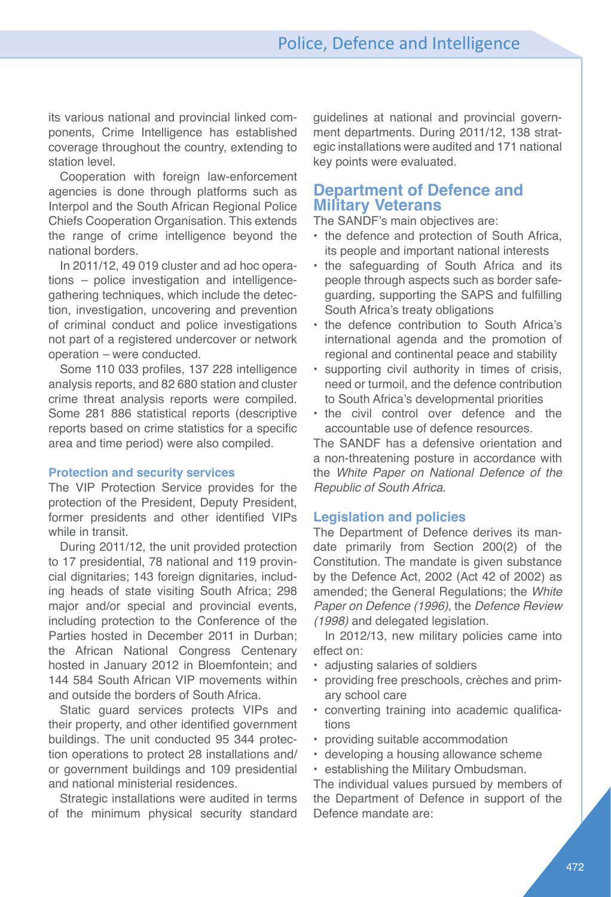its various national and provincial linked components, Crime Intelligence has established coverage throughout the country, extending to station level.

Cooperation with foreign law-enforcement agencies is done through platforms such as Interpol and the South African Regional Police Chiefs Cooperation Organisation. This extends the range of crime intelligence beyond the national borders.

In 2011/12, 49 019 cluster and ad hoc operations – police investigation and intelligence-gathering techniques, which include the detection, investigation, uncovering and prevention of criminal conduct and police investigations not part of a registered undercover or network operation – were conducted.

Some 110 033 profiles, 137 228 intelligence analysis reports, and 82 680 station and cluster crime threat analysis reports were compiled. Some 281 886 statistical reports (descriptive reports based on crime statistics for a specific area and time period) were also compiled.

### Protection and security services

The VIP Protection Service provides for the protection of the President, Deputy President, former presidents and other identified VIPs while in transit.

During 2011/12, the unit provided protection to 17 presidential, 78 national and 119 provincial dignitaries; 143 foreign dignitaries, including heads of state visiting South Africa; 298 major and/or special and provincial events, including protection to the Conference of the Parties hosted in December 2011 in Durban; the African National Congress Centenary hosted in January 2012 in Bloemfontein; and 144 584 South African VIP movements within and outside the borders of South Africa.

Static guard services protects VIPs and their property, and other identified government buildings. The unit conducted 95 344 protection operations to protect 28 installations and/or government buildings and 109 presidential and national ministerial residences.

Strategic installations were audited in terms of the minimum physical security standard guidelines at national and provincial government departments. During 2011/12, 138 strategic installations were audited and 171 national key points were evaluated.

## Department of Defence and Military Veterans

The SANDF's main objectives are:

- the defence and protection of South Africa, its people and important national interests
- the safeguarding of South Africa and its people through aspects such as border safeguarding, supporting the SAPS and fulfilling South Africa's treaty obligations
- the defence contribution to South Africa's international agenda and the promotion of regional and continental peace and stability
- supporting civil authority in times of crisis, need or turmoil, and the defence contribution to South Africa's developmental priorities
- the civil control over defence and the accountable use of defence resources.

The SANDF has a defensive orientation and a non-threatening posture in accordance with the *White Paper on National Defence of the Republic of South Africa*.

### Legislation and policies

The Department of Defence derives its mandate primarily from Section 200(2) of the Constitution. The mandate is given substance by the Defence Act, 2002 (Act 42 of 2002) as amended; the General Regulations; the *White Paper on Defence (1996)*, the *Defence Review (1998)* and delegated legislation.

In 2012/13, new military policies came into effect on:

- adjusting salaries of soldiers
- providing free preschools, crèches and primary school care
- converting training into academic qualifications
- providing suitable accommodation
- developing a housing allowance scheme
- establishing the Military Ombudsman.

The individual values pursued by members of the Department of Defence in support of the Defence mandate are: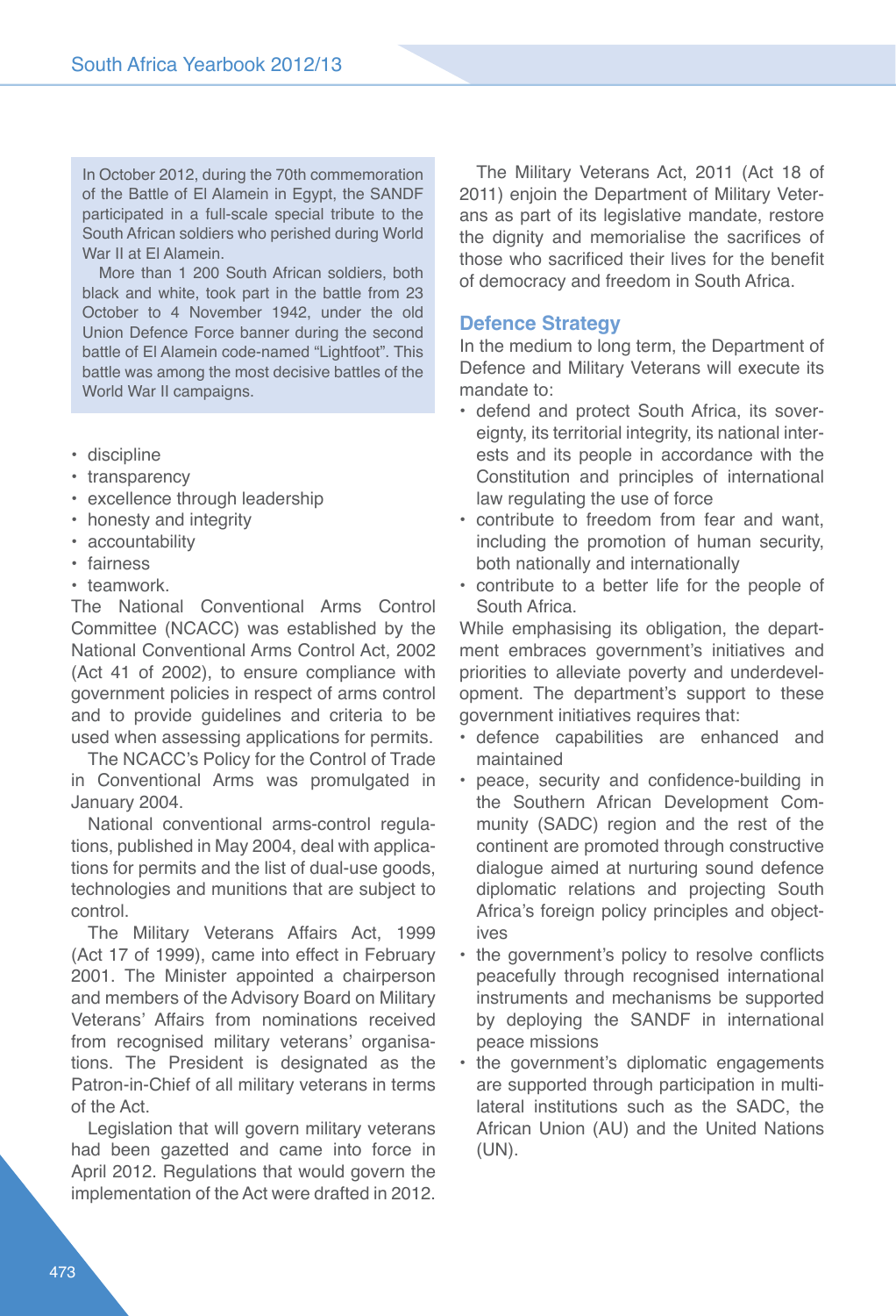In October 2012, during the 70th commemoration of the Battle of El Alamein in Egypt, the SANDF participated in a full-scale special tribute to the South African soldiers who perished during World War II at El Alamein.

More than 1 200 South African soldiers, both black and white, took part in the battle from 23 October to 4 November 1942, under the old Union Defence Force banner during the second battle of El Alamein code-named "Lightfoot". This battle was among the most decisive battles of the World War II campaigns.

- discipline
- transparency
- excellence through leadership
- honesty and integrity
- accountability
- fairness
- teamwork.

The National Conventional Arms Control Committee (NCACC) was established by the National Conventional Arms Control Act, 2002 (Act 41 of 2002), to ensure compliance with government policies in respect of arms control and to provide guidelines and criteria to be used when assessing applications for permits.

The NCACC's Policy for the Control of Trade in Conventional Arms was promulgated in January 2004.

National conventional arms-control regulations, published in May 2004, deal with applications for permits and the list of dual-use goods, technologies and munitions that are subject to control.

The Military Veterans Affairs Act, 1999 (Act 17 of 1999), came into effect in February 2001. The Minister appointed a chairperson and members of the Advisory Board on Military Veterans' Affairs from nominations received from recognised military veterans' organisations. The President is designated as the Patron-in-Chief of all military veterans in terms of the Act.

Legislation that will govern military veterans had been gazetted and came into force in April 2012. Regulations that would govern the implementation of the Act were drafted in 2012.

The Military Veterans Act, 2011 (Act 18 of 2011) enjoin the Department of Military Veterans as part of its legislative mandate, restore the dignity and memorialise the sacrifices of those who sacrificed their lives for the benefit of democracy and freedom in South Africa.

## Defence Strategy

In the medium to long term, the Department of Defence and Military Veterans will execute its mandate to:

- defend and protect South Africa, its sovereignty, its territorial integrity, its national interests and its people in accordance with the Constitution and principles of international law regulating the use of force
- contribute to freedom from fear and want, including the promotion of human security, both nationally and internationally
- contribute to a better life for the people of South Africa.

While emphasising its obligation, the department embraces government's initiatives and priorities to alleviate poverty and underdevelopment. The department's support to these government initiatives requires that:

- defence capabilities are enhanced and maintained
- peace, security and confidence-building in the Southern African Development Community (SADC) region and the rest of the continent are promoted through constructive dialogue aimed at nurturing sound defence diplomatic relations and projecting South Africa's foreign policy principles and objectives
- the government's policy to resolve conflicts peacefully through recognised international instruments and mechanisms be supported by deploying the SANDF in international peace missions
- the government's diplomatic engagements are supported through participation in multilateral institutions such as the SADC, the African Union (AU) and the United Nations (UN).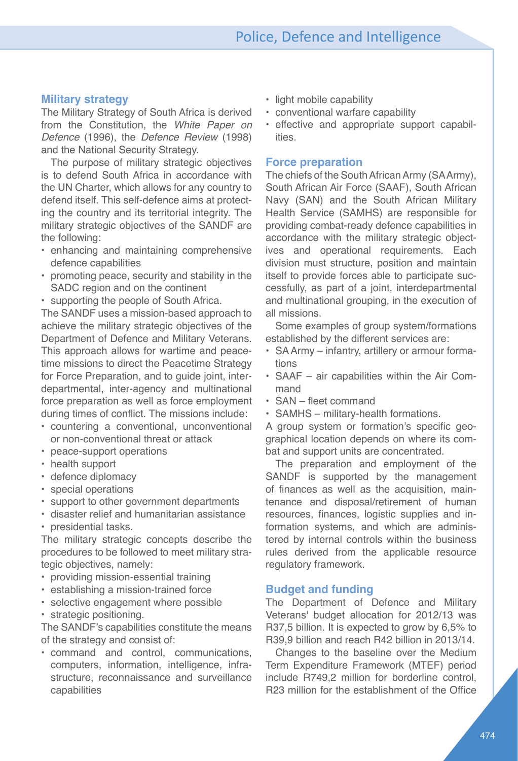## Military strategy

The Military Strategy of South Africa is derived from the Constitution, the *White Paper on Defence* (1996), the *Defence Review* (1998) and the National Security Strategy.

The purpose of military strategic objectives is to defend South Africa in accordance with the UN Charter, which allows for any country to defend itself. This self-defence aims at protecting the country and its territorial integrity. The military strategic objectives of the SANDF are the following:

- enhancing and maintaining comprehensive defence capabilities
- promoting peace, security and stability in the SADC region and on the continent
- supporting the people of South Africa.

The SANDF uses a mission-based approach to achieve the military strategic objectives of the Department of Defence and Military Veterans. This approach allows for wartime and peacetime missions to direct the Peacetime Strategy for Force Preparation, and to guide joint, interdepartmental, inter-agency and multinational force preparation as well as force employment during times of conflict. The missions include:

- countering a conventional, unconventional or non-conventional threat or attack
- peace-support operations
- health support
- defence diplomacy
- special operations
- support to other government departments
- disaster relief and humanitarian assistance
- presidential tasks.

The military strategic concepts describe the procedures to be followed to meet military strategic objectives, namely:

- providing mission-essential training
- establishing a mission-trained force
- selective engagement where possible
- strategic positioning.

The SANDF's capabilities constitute the means of the strategy and consist of:

- command and control, communications, computers, information, intelligence, infrastructure, reconnaissance and surveillance capabilities
- light mobile capability
- conventional warfare capability
- effective and appropriate support capabilities.

## Force preparation

The chiefs of the South African Army (SA Army), South African Air Force (SAAF), South African Navy (SAN) and the South African Military Health Service (SAMHS) are responsible for providing combat-ready defence capabilities in accordance with the military strategic objectives and operational requirements. Each division must structure, position and maintain itself to provide forces able to participate successfully, as part of a joint, interdepartmental and multinational grouping, in the execution of all missions.

Some examples of group system/formations established by the different services are:

- SA Army – infantry, artillery or armour formations
- SAAF – air capabilities within the Air Command
- SAN – fleet command
- SAMHS – military-health formations.

A group system or formation's specific geographical location depends on where its combat and support units are concentrated.

The preparation and employment of the SANDF is supported by the management of finances as well as the acquisition, maintenance and disposal/retirement of human resources, finances, logistic supplies and information systems, and which are administered by internal controls within the business rules derived from the applicable resource regulatory framework.

## Budget and funding

The Department of Defence and Military Veterans' budget allocation for 2012/13 was R37,5 billion. It is expected to grow by 6,5% to R39,9 billion and reach R42 billion in 2013/14.

Changes to the baseline over the Medium Term Expenditure Framework (MTEF) period include R749,2 million for borderline control, R23 million for the establishment of the Office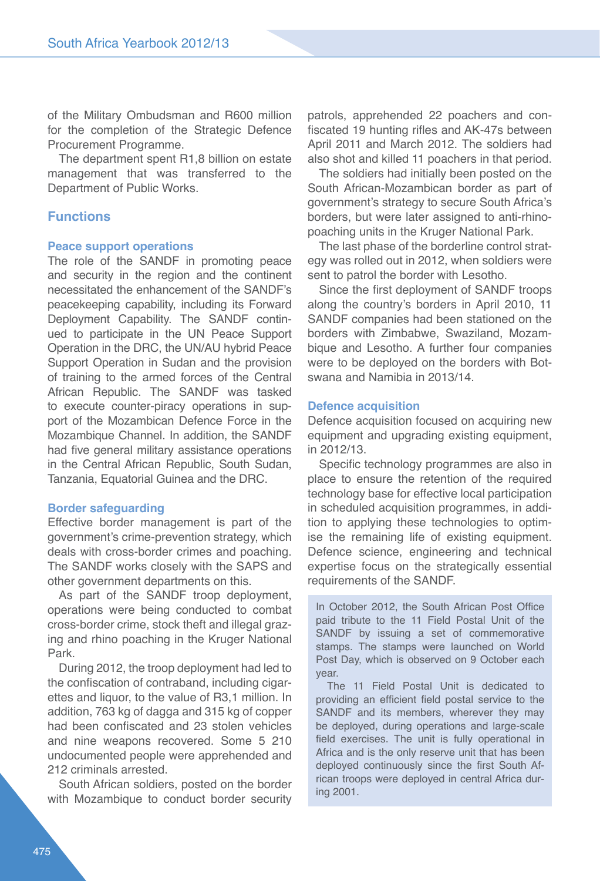of the Military Ombudsman and R600 million for the completion of the Strategic Defence Procurement Programme.

The department spent R1,8 billion on estate management that was transferred to the Department of Public Works.

## Functions

### Peace support operations

The role of the SANDF in promoting peace and security in the region and the continent necessitated the enhancement of the SANDF's peacekeeping capability, including its Forward Deployment Capability. The SANDF continued to participate in the UN Peace Support Operation in the DRC, the UN/AU hybrid Peace Support Operation in Sudan and the provision of training to the armed forces of the Central African Republic. The SANDF was tasked to execute counter-piracy operations in support of the Mozambican Defence Force in the Mozambique Channel. In addition, the SANDF had five general military assistance operations in the Central African Republic, South Sudan, Tanzania, Equatorial Guinea and the DRC.

### Border safeguarding

Effective border management is part of the government's crime-prevention strategy, which deals with cross-border crimes and poaching. The SANDF works closely with the SAPS and other government departments on this.

As part of the SANDF troop deployment, operations were being conducted to combat cross-border crime, stock theft and illegal grazing and rhino poaching in the Kruger National Park.

During 2012, the troop deployment had led to the confiscation of contraband, including cigarettes and liquor, to the value of R3,1 million. In addition, 763 kg of dagga and 315 kg of copper had been confiscated and 23 stolen vehicles and nine weapons recovered. Some 5 210 undocumented people were apprehended and 212 criminals arrested.

South African soldiers, posted on the border with Mozambique to conduct border security patrols, apprehended 22 poachers and confiscated 19 hunting rifles and AK-47s between April 2011 and March 2012. The soldiers had also shot and killed 11 poachers in that period.

The soldiers had initially been posted on the South African-Mozambican border as part of government's strategy to secure South Africa's borders, but were later assigned to anti-rhino-poaching units in the Kruger National Park.

The last phase of the borderline control strategy was rolled out in 2012, when soldiers were sent to patrol the border with Lesotho.

Since the first deployment of SANDF troops along the country's borders in April 2010, 11 SANDF companies had been stationed on the borders with Zimbabwe, Swaziland, Mozambique and Lesotho. A further four companies were to be deployed on the borders with Botswana and Namibia in 2013/14.

### Defence acquisition

Defence acquisition focused on acquiring new equipment and upgrading existing equipment, in 2012/13.

Specific technology programmes are also in place to ensure the retention of the required technology base for effective local participation in scheduled acquisition programmes, in addition to applying these technologies to optimise the remaining life of existing equipment. Defence science, engineering and technical expertise focus on the strategically essential requirements of the SANDF.

In October 2012, the South African Post Office paid tribute to the 11 Field Postal Unit of the SANDF by issuing a set of commemorative stamps. The stamps were launched on World Post Day, which is observed on 9 October each year.

The 11 Field Postal Unit is dedicated to providing an efficient field postal service to the SANDF and its members, wherever they may be deployed, during operations and large-scale field exercises. The unit is fully operational in Africa and is the only reserve unit that has been deployed continuously since the first South African troops were deployed in central Africa during 2001.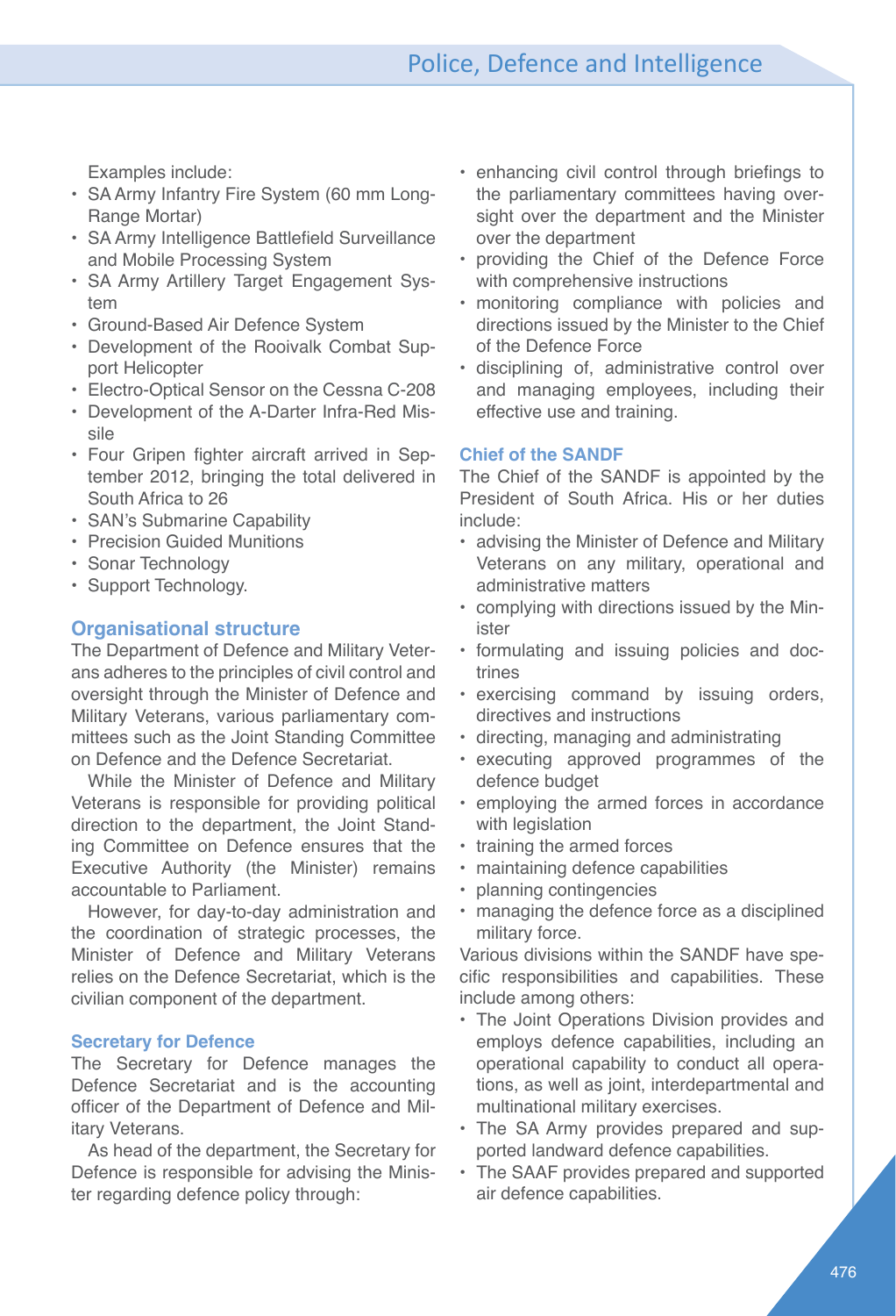Examples include:

- SA Army Infantry Fire System (60 mm Long-Range Mortar)
- SA Army Intelligence Battlefield Surveillance and Mobile Processing System
- SA Army Artillery Target Engagement System
- Ground-Based Air Defence System
- Development of the Rooivalk Combat Support Helicopter
- Electro-Optical Sensor on the Cessna C-208
- Development of the A-Darter Infra-Red Missile
- Four Gripen fighter aircraft arrived in September 2012, bringing the total delivered in South Africa to 26
- SAN's Submarine Capability
- Precision Guided Munitions
- Sonar Technology
- Support Technology.

## Organisational structure

The Department of Defence and Military Veterans adheres to the principles of civil control and oversight through the Minister of Defence and Military Veterans, various parliamentary committees such as the Joint Standing Committee on Defence and the Defence Secretariat.

While the Minister of Defence and Military Veterans is responsible for providing political direction to the department, the Joint Standing Committee on Defence ensures that the Executive Authority (the Minister) remains accountable to Parliament.

However, for day-to-day administration and the coordination of strategic processes, the Minister of Defence and Military Veterans relies on the Defence Secretariat, which is the civilian component of the department.

### Secretary for Defence

The Secretary for Defence manages the Defence Secretariat and is the accounting officer of the Department of Defence and Military Veterans.

As head of the department, the Secretary for Defence is responsible for advising the Minister regarding defence policy through:

- enhancing civil control through briefings to the parliamentary committees having oversight over the department and the Minister over the department
- providing the Chief of the Defence Force with comprehensive instructions
- monitoring compliance with policies and directions issued by the Minister to the Chief of the Defence Force
- disciplining of, administrative control over and managing employees, including their effective use and training.

### Chief of the SANDF

The Chief of the SANDF is appointed by the President of South Africa. His or her duties include:

- advising the Minister of Defence and Military Veterans on any military, operational and administrative matters
- complying with directions issued by the Minister
- formulating and issuing policies and doctrines
- exercising command by issuing orders, directives and instructions
- directing, managing and administrating
- executing approved programmes of the defence budget
- employing the armed forces in accordance with legislation
- training the armed forces
- maintaining defence capabilities
- planning contingencies
- managing the defence force as a disciplined military force.

Various divisions within the SANDF have specific responsibilities and capabilities. These include among others:

- The Joint Operations Division provides and employs defence capabilities, including an operational capability to conduct all operations, as well as joint, interdepartmental and multinational military exercises.
- The SA Army provides prepared and supported landward defence capabilities.
- The SAAF provides prepared and supported air defence capabilities.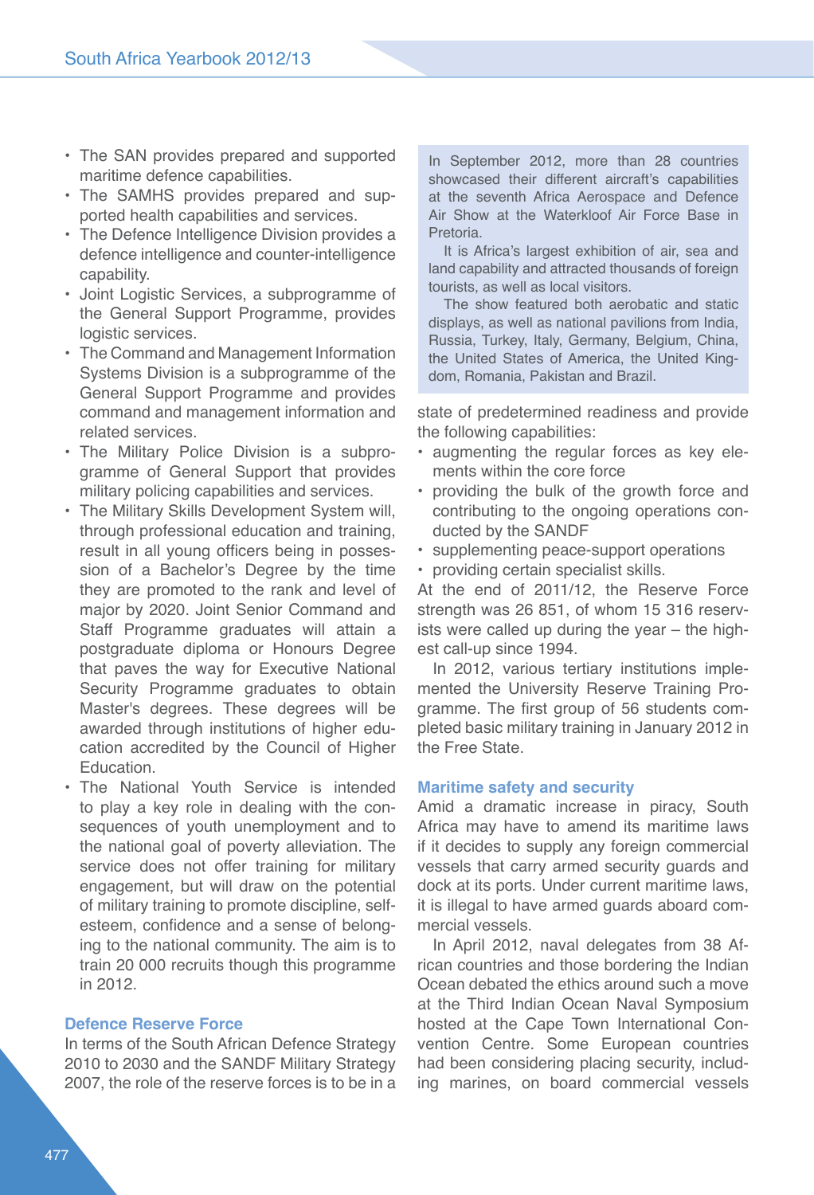- The SAN provides prepared and supported maritime defence capabilities.
- The SAMHS provides prepared and supported health capabilities and services.
- The Defence Intelligence Division provides a defence intelligence and counter-intelligence capability.
- Joint Logistic Services, a subprogramme of the General Support Programme, provides logistic services.
- The Command and Management Information Systems Division is a subprogramme of the General Support Programme and provides command and management information and related services.
- The Military Police Division is a subprogramme of General Support that provides military policing capabilities and services.
- The Military Skills Development System will, through professional education and training, result in all young officers being in possession of a Bachelor's Degree by the time they are promoted to the rank and level of major by 2020. Joint Senior Command and Staff Programme graduates will attain a postgraduate diploma or Honours Degree that paves the way for Executive National Security Programme graduates to obtain Master's degrees. These degrees will be awarded through institutions of higher education accredited by the Council of Higher Education.
- The National Youth Service is intended to play a key role in dealing with the consequences of youth unemployment and to the national goal of poverty alleviation. The service does not offer training for military engagement, but will draw on the potential of military training to promote discipline, self-esteem, confidence and a sense of belonging to the national community. The aim is to train 20 000 recruits though this programme in 2012.

### Defence Reserve Force

In terms of the South African Defence Strategy 2010 to 2030 and the SANDF Military Strategy 2007, the role of the reserve forces is to be in a state of predetermined readiness and provide the following capabilities:

- augmenting the regular forces as key elements within the core force
- providing the bulk of the growth force and contributing to the ongoing operations conducted by the SANDF
- supplementing peace-support operations
- providing certain specialist skills.

At the end of 2011/12, the Reserve Force strength was 26 851, of whom 15 316 reservists were called up during the year – the highest call-up since 1994.

In 2012, various tertiary institutions implemented the University Reserve Training Programme. The first group of 56 students completed basic military training in January 2012 in the Free State.

> In September 2012, more than 28 countries showcased their different aircraft's capabilities at the seventh Africa Aerospace and Defence Air Show at the Waterkloof Air Force Base in Pretoria.
>
> It is Africa's largest exhibition of air, sea and land capability and attracted thousands of foreign tourists, as well as local visitors.
>
> The show featured both aerobatic and static displays, as well as national pavilions from India, Russia, Turkey, Italy, Germany, Belgium, China, the United States of America, the United Kingdom, Romania, Pakistan and Brazil.

### Maritime safety and security

Amid a dramatic increase in piracy, South Africa may have to amend its maritime laws if it decides to supply any foreign commercial vessels that carry armed security guards and dock at its ports. Under current maritime laws, it is illegal to have armed guards aboard commercial vessels.

In April 2012, naval delegates from 38 African countries and those bordering the Indian Ocean debated the ethics around such a move at the Third Indian Ocean Naval Symposium hosted at the Cape Town International Convention Centre. Some European countries had been considering placing security, including marines, on board commercial vessels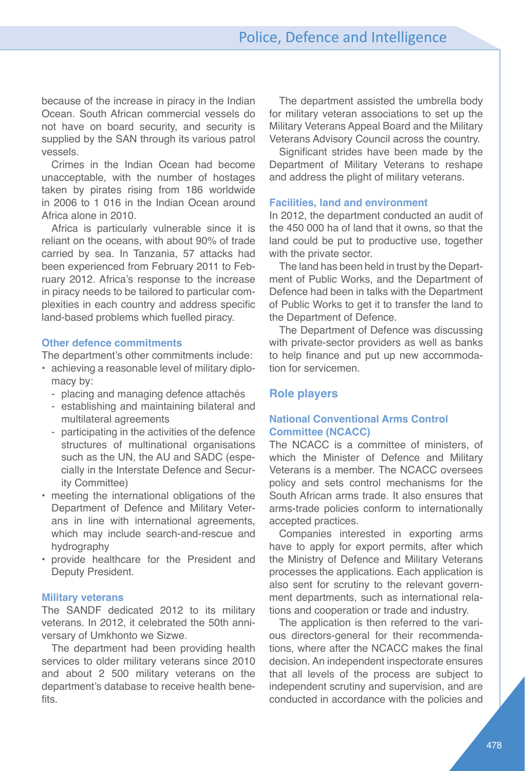because of the increase in piracy in the Indian Ocean. South African commercial vessels do not have on board security, and security is supplied by the SAN through its various patrol vessels.

Crimes in the Indian Ocean had become unacceptable, with the number of hostages taken by pirates rising from 186 worldwide in 2006 to 1 016 in the Indian Ocean around Africa alone in 2010.

Africa is particularly vulnerable since it is reliant on the oceans, with about 90% of trade carried by sea. In Tanzania, 57 attacks had been experienced from February 2011 to February 2012. Africa's response to the increase in piracy needs to be tailored to particular complexities in each country and address specific land-based problems which fuelled piracy.

### Other defence commitments

The department's other commitments include:

- achieving a reasonable level of military diplomacy by:
  - placing and managing defence attachés
  - establishing and maintaining bilateral and multilateral agreements
  - participating in the activities of the defence structures of multinational organisations such as the UN, the AU and SADC (especially in the Interstate Defence and Security Committee)
- meeting the international obligations of the Department of Defence and Military Veterans in line with international agreements, which may include search-and-rescue and hydrography
- provide healthcare for the President and Deputy President.

### Military veterans

The SANDF dedicated 2012 to its military veterans. In 2012, it celebrated the 50th anniversary of Umkhonto we Sizwe.

The department had been providing health services to older military veterans since 2010 and about 2 500 military veterans on the department's database to receive health benefits.

The department assisted the umbrella body for military veteran associations to set up the Military Veterans Appeal Board and the Military Veterans Advisory Council across the country.

Significant strides have been made by the Department of Military Veterans to reshape and address the plight of military veterans.

### Facilities, land and environment

In 2012, the department conducted an audit of the 450 000 ha of land that it owns, so that the land could be put to productive use, together with the private sector.

The land has been held in trust by the Department of Public Works, and the Department of Defence had been in talks with the Department of Public Works to get it to transfer the land to the Department of Defence.

The Department of Defence was discussing with private-sector providers as well as banks to help finance and put up new accommodation for servicemen.

## Role players

### National Conventional Arms Control Committee (NCACC)

The NCACC is a committee of ministers, of which the Minister of Defence and Military Veterans is a member. The NCACC oversees policy and sets control mechanisms for the South African arms trade. It also ensures that arms-trade policies conform to internationally accepted practices.

Companies interested in exporting arms have to apply for export permits, after which the Ministry of Defence and Military Veterans processes the applications. Each application is also sent for scrutiny to the relevant government departments, such as international relations and cooperation or trade and industry.

The application is then referred to the various directors-general for their recommendations, where after the NCACC makes the final decision. An independent inspectorate ensures that all levels of the process are subject to independent scrutiny and supervision, and are conducted in accordance with the policies and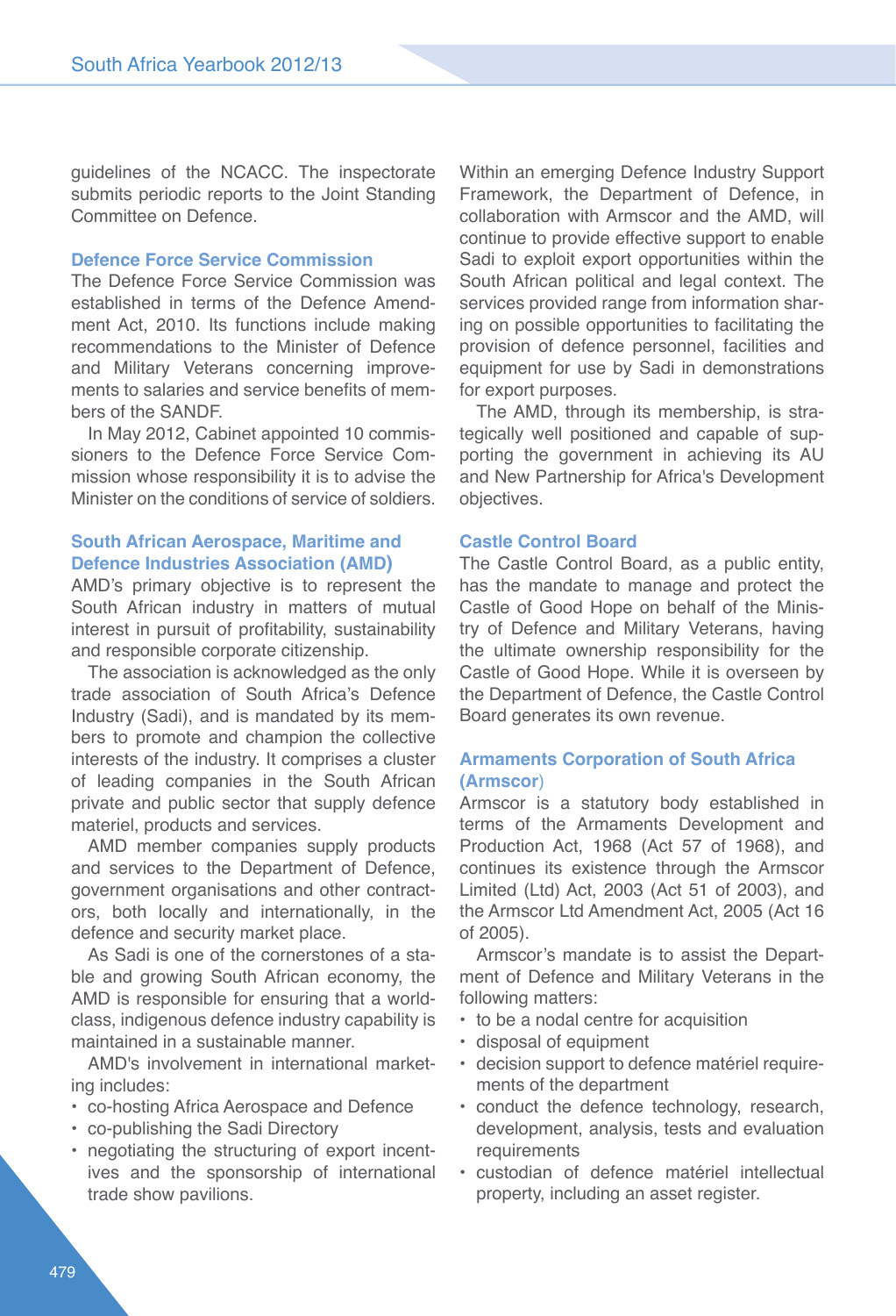guidelines of the NCACC. The inspectorate submits periodic reports to the Joint Standing Committee on Defence.

### Defence Force Service Commission

The Defence Force Service Commission was established in terms of the Defence Amendment Act, 2010. Its functions include making recommendations to the Minister of Defence and Military Veterans concerning improvements to salaries and service benefits of members of the SANDF.

In May 2012, Cabinet appointed 10 commissioners to the Defence Force Service Commission whose responsibility it is to advise the Minister on the conditions of service of soldiers.

### South African Aerospace, Maritime and Defence Industries Association (AMD)

AMD's primary objective is to represent the South African industry in matters of mutual interest in pursuit of profitability, sustainability and responsible corporate citizenship.

The association is acknowledged as the only trade association of South Africa's Defence Industry (Sadi), and is mandated by its members to promote and champion the collective interests of the industry. It comprises a cluster of leading companies in the South African private and public sector that supply defence materiel, products and services.

AMD member companies supply products and services to the Department of Defence, government organisations and other contractors, both locally and internationally, in the defence and security market place.

As Sadi is one of the cornerstones of a stable and growing South African economy, the AMD is responsible for ensuring that a world-class, indigenous defence industry capability is maintained in a sustainable manner.

AMD's involvement in international marketing includes:

- co-hosting Africa Aerospace and Defence
- co-publishing the Sadi Directory
- negotiating the structuring of export incentives and the sponsorship of international trade show pavilions.

Within an emerging Defence Industry Support Framework, the Department of Defence, in collaboration with Armscor and the AMD, will continue to provide effective support to enable Sadi to exploit export opportunities within the South African political and legal context. The services provided range from information sharing on possible opportunities to facilitating the provision of defence personnel, facilities and equipment for use by Sadi in demonstrations for export purposes.

The AMD, through its membership, is strategically well positioned and capable of supporting the government in achieving its AU and New Partnership for Africa's Development objectives.

### Castle Control Board

The Castle Control Board, as a public entity, has the mandate to manage and protect the Castle of Good Hope on behalf of the Ministry of Defence and Military Veterans, having the ultimate ownership responsibility for the Castle of Good Hope. While it is overseen by the Department of Defence, the Castle Control Board generates its own revenue.

### Armaments Corporation of South Africa (Armscor)

Armscor is a statutory body established in terms of the Armaments Development and Production Act, 1968 (Act 57 of 1968), and continues its existence through the Armscor Limited (Ltd) Act, 2003 (Act 51 of 2003), and the Armscor Ltd Amendment Act, 2005 (Act 16 of 2005).

Armscor's mandate is to assist the Department of Defence and Military Veterans in the following matters:

- to be a nodal centre for acquisition
- disposal of equipment
- decision support to defence matériel requirements of the department
- conduct the defence technology, research, development, analysis, tests and evaluation requirements
- custodian of defence matériel intellectual property, including an asset register.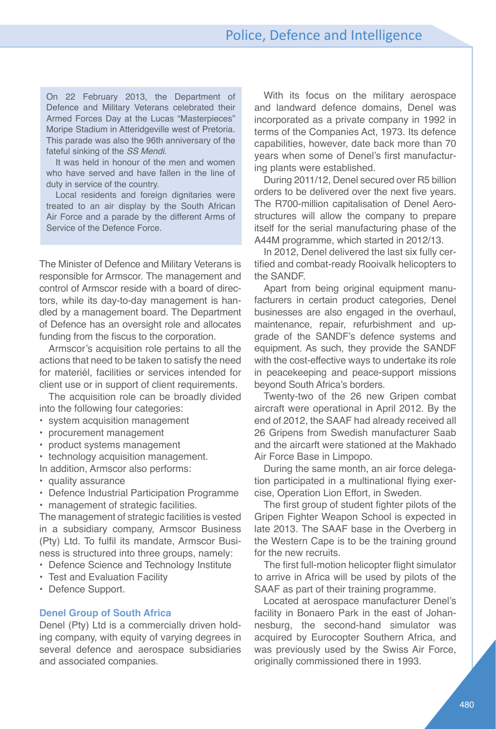On 22 February 2013, the Department of Defence and Military Veterans celebrated their Armed Forces Day at the Lucas "Masterpieces" Moripe Stadium in Atteridgeville west of Pretoria. This parade was also the 96th anniversary of the fateful sinking of the *SS Mendi*.

It was held in honour of the men and women who have served and have fallen in the line of duty in service of the country.

Local residents and foreign dignitaries were treated to an air display by the South African Air Force and a parade by the different Arms of Service of the Defence Force.

The Minister of Defence and Military Veterans is responsible for Armscor. The management and control of Armscor reside with a board of directors, while its day-to-day management is handled by a management board. The Department of Defence has an oversight role and allocates funding from the fiscus to the corporation.

Armscor's acquisition role pertains to all the actions that need to be taken to satisfy the need for materiél, facilities or services intended for client use or in support of client requirements.

The acquisition role can be broadly divided into the following four categories:

- system acquisition management
- procurement management
- product systems management
- technology acquisition management.

In addition, Armscor also performs:

- quality assurance
- Defence Industrial Participation Programme
- management of strategic facilities.

The management of strategic facilities is vested in a subsidiary company, Armscor Business (Pty) Ltd. To fulfil its mandate, Armscor Business is structured into three groups, namely:

- Defence Science and Technology Institute
- Test and Evaluation Facility
- Defence Support.

### Denel Group of South Africa

Denel (Pty) Ltd is a commercially driven holding company, with equity of varying degrees in several defence and aerospace subsidiaries and associated companies.

With its focus on the military aerospace and landward defence domains, Denel was incorporated as a private company in 1992 in terms of the Companies Act, 1973. Its defence capabilities, however, date back more than 70 years when some of Denel's first manufacturing plants were established.

During 2011/12, Denel secured over R5 billion orders to be delivered over the next five years. The R700-million capitalisation of Denel Aerostructures will allow the company to prepare itself for the serial manufacturing phase of the A44M programme, which started in 2012/13.

In 2012, Denel delivered the last six fully certified and combat-ready Rooivalk helicopters to the SANDF.

Apart from being original equipment manufacturers in certain product categories, Denel businesses are also engaged in the overhaul, maintenance, repair, refurbishment and upgrade of the SANDF's defence systems and equipment. As such, they provide the SANDF with the cost-effective ways to undertake its role in peacekeeping and peace-support missions beyond South Africa's borders.

Twenty-two of the 26 new Gripen combat aircraft were operational in April 2012. By the end of 2012, the SAAF had already received all 26 Gripens from Swedish manufacturer Saab and the aircarft were stationed at the Makhado Air Force Base in Limpopo.

During the same month, an air force delegation participated in a multinational flying exercise, Operation Lion Effort, in Sweden.

The first group of student fighter pilots of the Gripen Fighter Weapon School is expected in late 2013. The SAAF base in the Overberg in the Western Cape is to be the training ground for the new recruits.

The first full-motion helicopter flight simulator to arrive in Africa will be used by pilots of the SAAF as part of their training programme.

Located at aerospace manufacturer Denel's facility in Bonaero Park in the east of Johannesburg, the second-hand simulator was acquired by Eurocopter Southern Africa, and was previously used by the Swiss Air Force, originally commissioned there in 1993.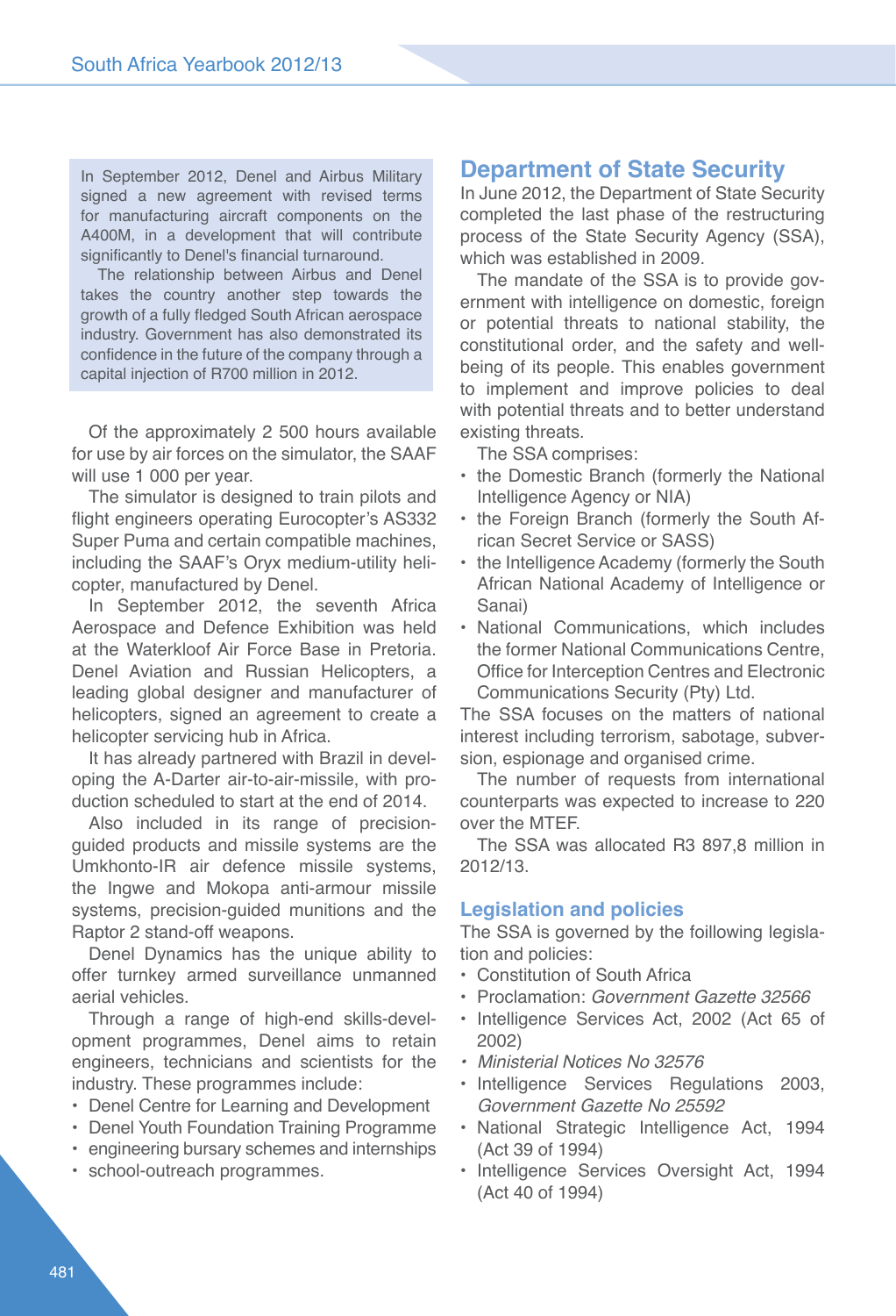In September 2012, Denel and Airbus Military signed a new agreement with revised terms for manufacturing aircraft components on the A400M, in a development that will contribute significantly to Denel's financial turnaround.

The relationship between Airbus and Denel takes the country another step towards the growth of a fully fledged South African aerospace industry. Government has also demonstrated its confidence in the future of the company through a capital injection of R700 million in 2012.

Of the approximately 2 500 hours available for use by air forces on the simulator, the SAAF will use 1 000 per year.

The simulator is designed to train pilots and flight engineers operating Eurocopter's AS332 Super Puma and certain compatible machines, including the SAAF's Oryx medium-utility helicopter, manufactured by Denel.

In September 2012, the seventh Africa Aerospace and Defence Exhibition was held at the Waterkloof Air Force Base in Pretoria. Denel Aviation and Russian Helicopters, a leading global designer and manufacturer of helicopters, signed an agreement to create a helicopter servicing hub in Africa.

It has already partnered with Brazil in developing the A-Darter air-to-air-missile, with production scheduled to start at the end of 2014.

Also included in its range of precision-guided products and missile systems are the Umkhonto-IR air defence missile systems, the Ingwe and Mokopa anti-armour missile systems, precision-guided munitions and the Raptor 2 stand-off weapons.

Denel Dynamics has the unique ability to offer turnkey armed surveillance unmanned aerial vehicles.

Through a range of high-end skills-development programmes, Denel aims to retain engineers, technicians and scientists for the industry. These programmes include:

- Denel Centre for Learning and Development
- Denel Youth Foundation Training Programme
- engineering bursary schemes and internships
- school-outreach programmes.

## Department of State Security

In June 2012, the Department of State Security completed the last phase of the restructuring process of the State Security Agency (SSA), which was established in 2009.

The mandate of the SSA is to provide government with intelligence on domestic, foreign or potential threats to national stability, the constitutional order, and the safety and well-being of its people. This enables government to implement and improve policies to deal with potential threats and to better understand existing threats.

The SSA comprises:

- the Domestic Branch (formerly the National Intelligence Agency or NIA)
- the Foreign Branch (formerly the South African Secret Service or SASS)
- the Intelligence Academy (formerly the South African National Academy of Intelligence or Sanai)
- National Communications, which includes the former National Communications Centre, Office for Interception Centres and Electronic Communications Security (Pty) Ltd.

The SSA focuses on the matters of national interest including terrorism, sabotage, subversion, espionage and organised crime.

The number of requests from international counterparts was expected to increase to 220 over the MTEF.

The SSA was allocated R3 897,8 million in 2012/13.

### Legislation and policies

The SSA is governed by the foillowing legislation and policies:

- Constitution of South Africa
- Proclamation: *Government Gazette 32566*
- Intelligence Services Act, 2002 (Act 65 of 2002)
- *Ministerial Notices No 32576*
- Intelligence Services Regulations 2003, *Government Gazette No 25592*
- National Strategic Intelligence Act, 1994 (Act 39 of 1994)
- Intelligence Services Oversight Act, 1994 (Act 40 of 1994)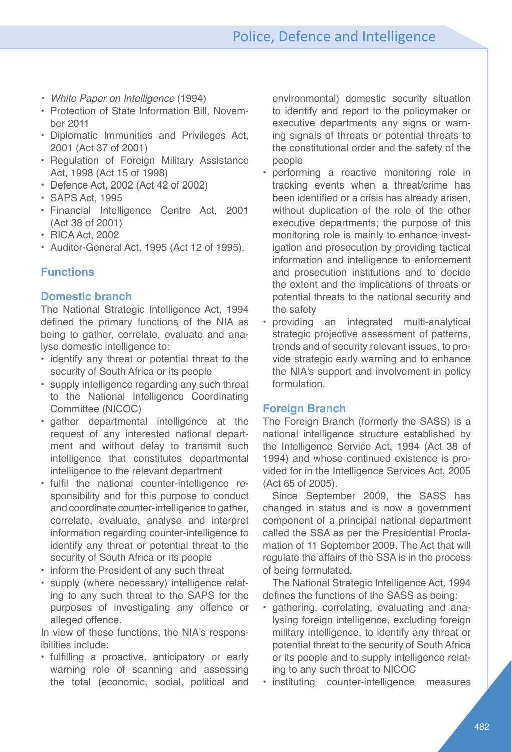- *White Paper on Intelligence* (1994)
- Protection of State Information Bill, November 2011
- Diplomatic Immunities and Privileges Act, 2001 (Act 37 of 2001)
- Regulation of Foreign Military Assistance Act, 1998 (Act 15 of 1998)
- Defence Act, 2002 (Act 42 of 2002)
- SAPS Act, 1995
- Financial Intelligence Centre Act, 2001 (Act 38 of 2001)
- RICA Act, 2002
- Auditor-General Act, 1995 (Act 12 of 1995).

## Functions

### Domestic branch

The National Strategic Intelligence Act, 1994 defined the primary functions of the NIA as being to gather, correlate, evaluate and analyse domestic intelligence to:

- identify any threat or potential threat to the security of South Africa or its people
- supply intelligence regarding any such threat to the National Intelligence Coordinating Committee (NICOC)
- gather departmental intelligence at the request of any interested national department and without delay to transmit such intelligence that constitutes departmental intelligence to the relevant department
- fulfil the national counter-intelligence responsibility and for this purpose to conduct and coordinate counter-intelligence to gather, correlate, evaluate, analyse and interpret information regarding counter-intelligence to identify any threat or potential threat to the security of South Africa or its people
- inform the President of any such threat
- supply (where necessary) intelligence relating to any such threat to the SAPS for the purposes of investigating any offence or alleged offence.

In view of these functions, the NIA's responsibilities include:

- fulfilling a proactive, anticipatory or early warning role of scanning and assessing the total (economic, social, political and environmental) domestic security situation to identify and report to the policymaker or executive departments any signs or warning signals of threats or potential threats to the constitutional order and the safety of the people
- performing a reactive monitoring role in tracking events when a threat/crime has been identified or a crisis has already arisen, without duplication of the role of the other executive departments; the purpose of this monitoring role is mainly to enhance investigation and prosecution by providing tactical information and intelligence to enforcement and prosecution institutions and to decide the extent and the implications of threats or potential threats to the national security and the safety
- providing an integrated multi-analytical strategic projective assessment of patterns, trends and of security relevant issues, to provide strategic early warning and to enhance the NIA's support and involvement in policy formulation.

### Foreign Branch

The Foreign Branch (formerly the SASS) is a national intelligence structure established by the Intelligence Service Act, 1994 (Act 38 of 1994) and whose continued existence is provided for in the Intelligence Services Act, 2005 (Act 65 of 2005).

Since September 2009, the SASS has changed in status and is now a government component of a principal national department called the SSA as per the Presidential Proclamation of 11 September 2009. The Act that will regulate the affairs of the SSA is in the process of being formulated.

The National Strategic Intelligence Act, 1994 defines the functions of the SASS as being:

- gathering, correlating, evaluating and analysing foreign intelligence, excluding foreign military intelligence, to identify any threat or potential threat to the security of South Africa or its people and to supply intelligence relating to any such threat to NICOC
- instituting counter-intelligence measures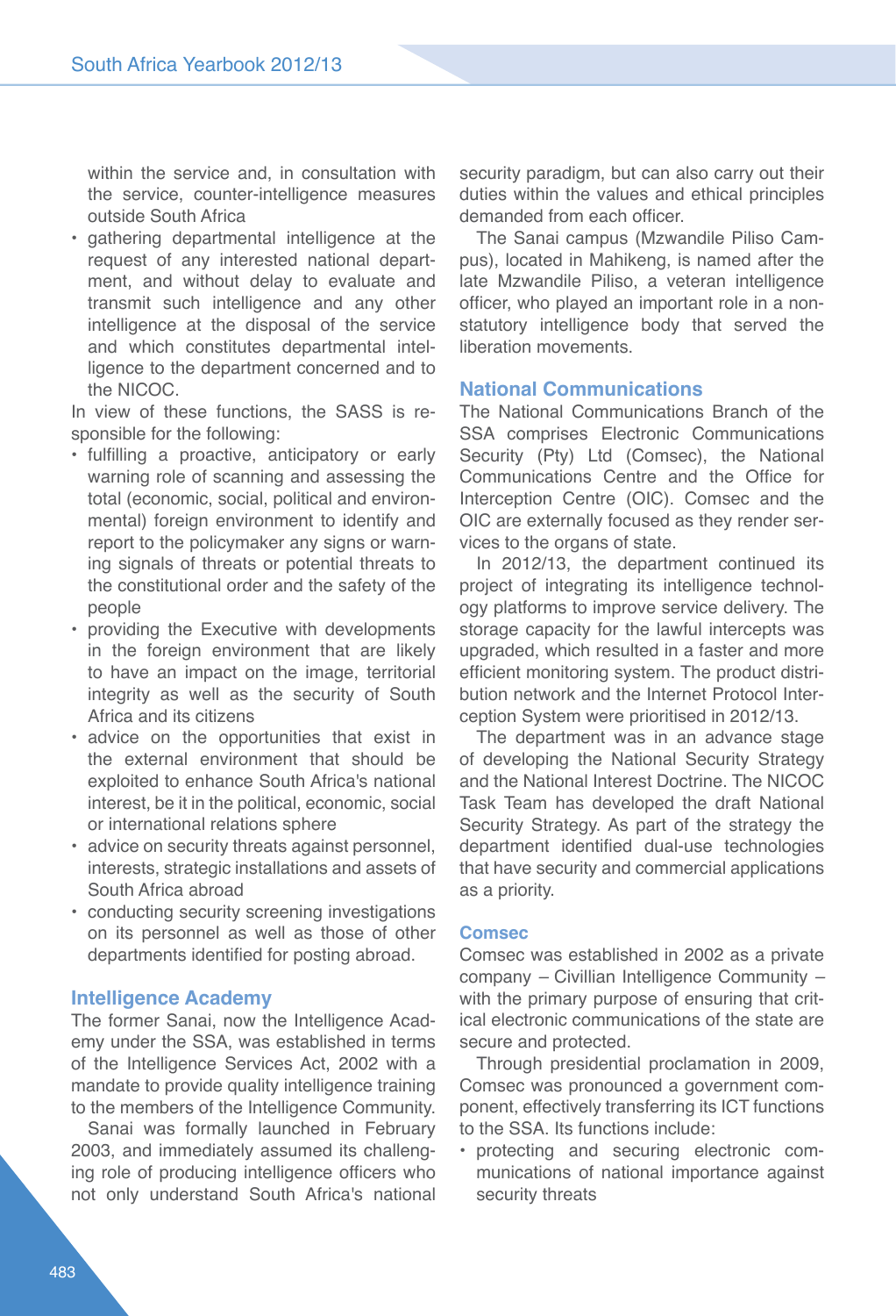within the service and, in consultation with the service, counter-intelligence measures outside South Africa

- gathering departmental intelligence at the request of any interested national department, and without delay to evaluate and transmit such intelligence and any other intelligence at the disposal of the service and which constitutes departmental intelligence to the department concerned and to the NICOC.

In view of these functions, the SASS is responsible for the following:

- fulfilling a proactive, anticipatory or early warning role of scanning and assessing the total (economic, social, political and environmental) foreign environment to identify and report to the policymaker any signs or warning signals of threats or potential threats to the constitutional order and the safety of the people
- providing the Executive with developments in the foreign environment that are likely to have an impact on the image, territorial integrity as well as the security of South Africa and its citizens
- advice on the opportunities that exist in the external environment that should be exploited to enhance South Africa's national interest, be it in the political, economic, social or international relations sphere
- advice on security threats against personnel, interests, strategic installations and assets of South Africa abroad
- conducting security screening investigations on its personnel as well as those of other departments identified for posting abroad.

## Intelligence Academy

The former Sanai, now the Intelligence Academy under the SSA, was established in terms of the Intelligence Services Act, 2002 with a mandate to provide quality intelligence training to the members of the Intelligence Community.

Sanai was formally launched in February 2003, and immediately assumed its challenging role of producing intelligence officers who not only understand South Africa's national security paradigm, but can also carry out their duties within the values and ethical principles demanded from each officer.

The Sanai campus (Mzwandile Piliso Campus), located in Mahikeng, is named after the late Mzwandile Piliso, a veteran intelligence officer, who played an important role in a non-statutory intelligence body that served the liberation movements.

## National Communications

The National Communications Branch of the SSA comprises Electronic Communications Security (Pty) Ltd (Comsec), the National Communications Centre and the Office for Interception Centre (OIC). Comsec and the OIC are externally focused as they render services to the organs of state.

In 2012/13, the department continued its project of integrating its intelligence technology platforms to improve service delivery. The storage capacity for the lawful intercepts was upgraded, which resulted in a faster and more efficient monitoring system. The product distribution network and the Internet Protocol Interception System were prioritised in 2012/13.

The department was in an advance stage of developing the National Security Strategy and the National Interest Doctrine. The NICOC Task Team has developed the draft National Security Strategy. As part of the strategy the department identified dual-use technologies that have security and commercial applications as a priority.

### Comsec

Comsec was established in 2002 as a private company – Civillian Intelligence Community – with the primary purpose of ensuring that critical electronic communications of the state are secure and protected.

Through presidential proclamation in 2009, Comsec was pronounced a government component, effectively transferring its ICT functions to the SSA. Its functions include:

- protecting and securing electronic communications of national importance against security threats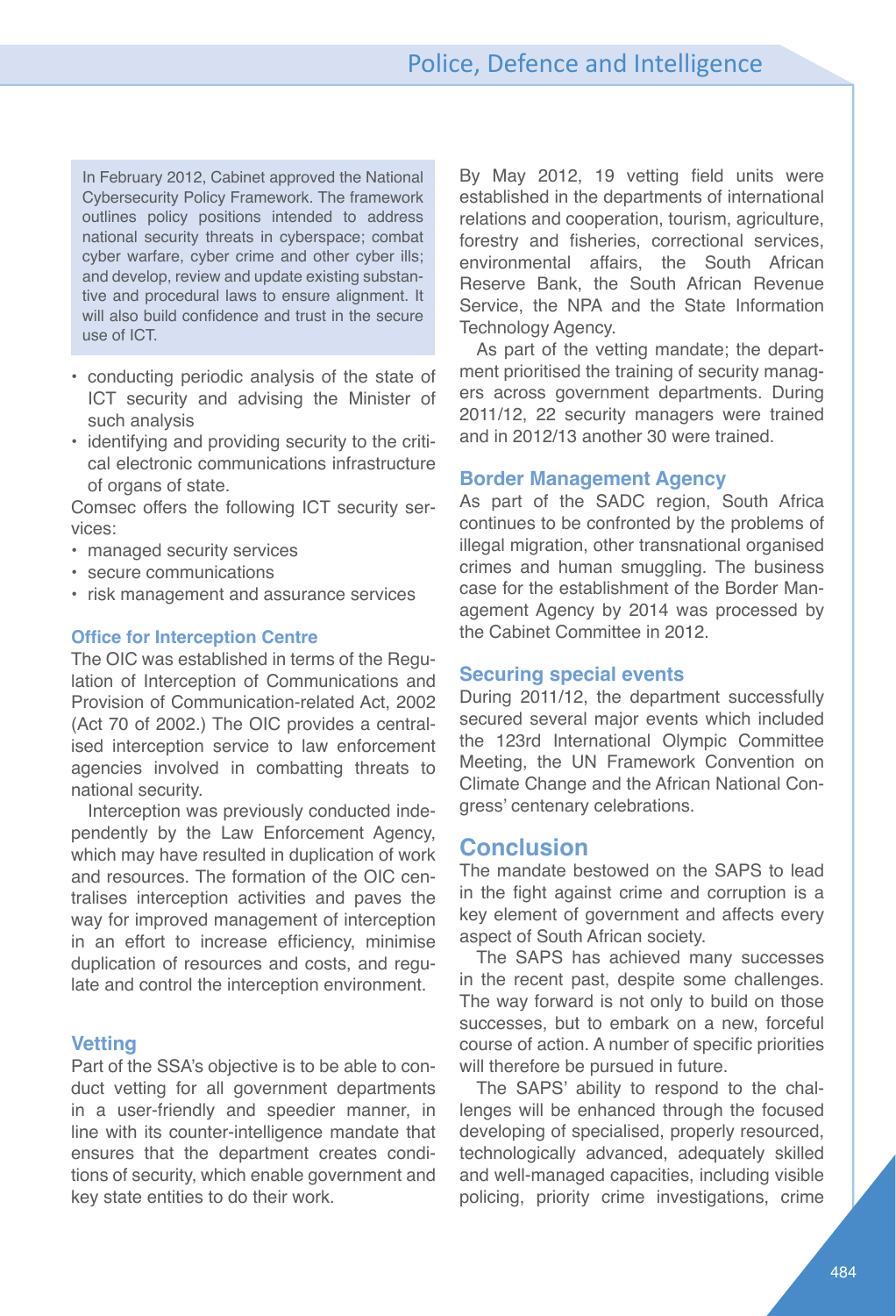In February 2012, Cabinet approved the National Cybersecurity Policy Framework. The framework outlines policy positions intended to address national security threats in cyberspace; combat cyber warfare, cyber crime and other cyber ills; and develop, review and update existing substantive and procedural laws to ensure alignment. It will also build confidence and trust in the secure use of ICT.

- conducting periodic analysis of the state of ICT security and advising the Minister of such analysis
- identifying and providing security to the critical electronic communications infrastructure of organs of state.

Comsec offers the following ICT security services:

- managed security services
- secure communications
- risk management and assurance services

### Office for Interception Centre

The OIC was established in terms of the Regulation of Interception of Communications and Provision of Communication-related Act, 2002 (Act 70 of 2002.) The OIC provides a centralised interception service to law enforcement agencies involved in combatting threats to national security.

Interception was previously conducted independently by the Law Enforcement Agency, which may have resulted in duplication of work and resources. The formation of the OIC centralises interception activities and paves the way for improved management of interception in an effort to increase efficiency, minimise duplication of resources and costs, and regulate and control the interception environment.

### Vetting

Part of the SSA's objective is to be able to conduct vetting for all government departments in a user-friendly and speedier manner, in line with its counter-intelligence mandate that ensures that the department creates conditions of security, which enable government and key state entities to do their work.

By May 2012, 19 vetting field units were established in the departments of international relations and cooperation, tourism, agriculture, forestry and fisheries, correctional services, environmental affairs, the South African Reserve Bank, the South African Revenue Service, the NPA and the State Information Technology Agency.

As part of the vetting mandate; the department prioritised the training of security managers across government departments. During 2011/12, 22 security managers were trained and in 2012/13 another 30 were trained.

### Border Management Agency

As part of the SADC region, South Africa continues to be confronted by the problems of illegal migration, other transnational organised crimes and human smuggling. The business case for the establishment of the Border Management Agency by 2014 was processed by the Cabinet Committee in 2012.

### Securing special events

During 2011/12, the department successfully secured several major events which included the 123rd International Olympic Committee Meeting, the UN Framework Convention on Climate Change and the African National Congress' centenary celebrations.

## Conclusion

The mandate bestowed on the SAPS to lead in the fight against crime and corruption is a key element of government and affects every aspect of South African society.

The SAPS has achieved many successes in the recent past, despite some challenges. The way forward is not only to build on those successes, but to embark on a new, forceful course of action. A number of specific priorities will therefore be pursued in future.

The SAPS' ability to respond to the challenges will be enhanced through the focused developing of specialised, properly resourced, technologically advanced, adequately skilled and well-managed capacities, including visible policing, priority crime investigations, crime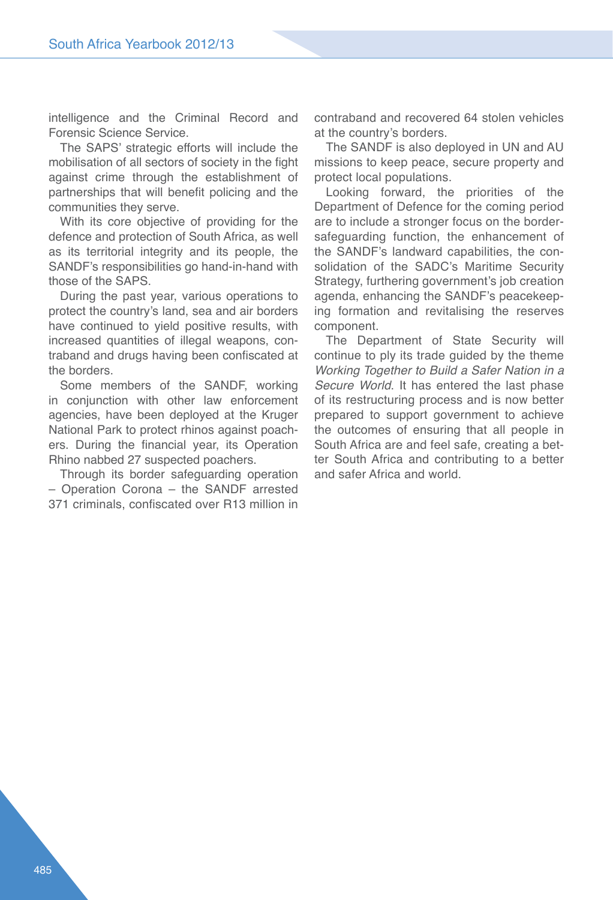intelligence and the Criminal Record and Forensic Science Service.

The SAPS' strategic efforts will include the mobilisation of all sectors of society in the fight against crime through the establishment of partnerships that will benefit policing and the communities they serve.

With its core objective of providing for the defence and protection of South Africa, as well as its territorial integrity and its people, the SANDF's responsibilities go hand-in-hand with those of the SAPS.

During the past year, various operations to protect the country's land, sea and air borders have continued to yield positive results, with increased quantities of illegal weapons, contraband and drugs having been confiscated at the borders.

Some members of the SANDF, working in conjunction with other law enforcement agencies, have been deployed at the Kruger National Park to protect rhinos against poachers. During the financial year, its Operation Rhino nabbed 27 suspected poachers.

Through its border safeguarding operation – Operation Corona – the SANDF arrested 371 criminals, confiscated over R13 million in contraband and recovered 64 stolen vehicles at the country's borders.

The SANDF is also deployed in UN and AU missions to keep peace, secure property and protect local populations.

Looking forward, the priorities of the Department of Defence for the coming period are to include a stronger focus on the border-safeguarding function, the enhancement of the SANDF's landward capabilities, the consolidation of the SADC's Maritime Security Strategy, furthering government's job creation agenda, enhancing the SANDF's peacekeeping formation and revitalising the reserves component.

The Department of State Security will continue to ply its trade guided by the theme *Working Together to Build a Safer Nation in a Secure World*. It has entered the last phase of its restructuring process and is now better prepared to support government to achieve the outcomes of ensuring that all people in South Africa are and feel safe, creating a better South Africa and contributing to a better and safer Africa and world.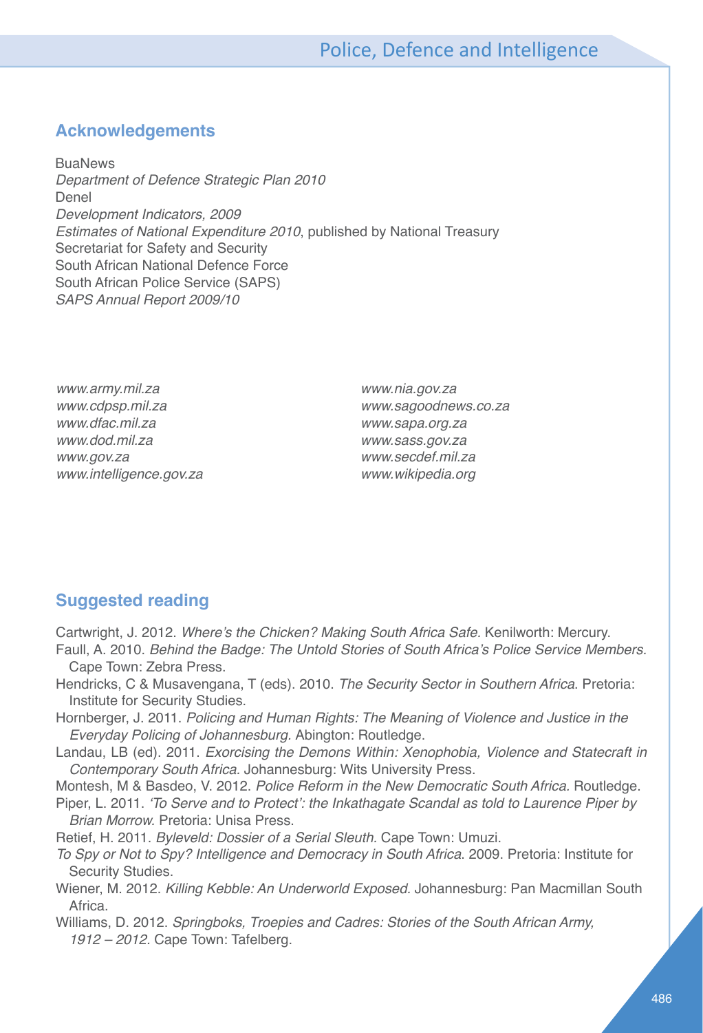## Acknowledgements

BuaNews
*Department of Defence Strategic Plan 2010*
Denel
*Development Indicators, 2009*
*Estimates of National Expenditure 2010*, published by National Treasury
Secretariat for Safety and Security
South African National Defence Force
South African Police Service (SAPS)
*SAPS Annual Report 2009/10*

*www.army.mil.za*
*www.cdpsp.mil.za*
*www.dfac.mil.za*
*www.dod.mil.za*
*www.gov.za*
*www.intelligence.gov.za*
*www.nia.gov.za*
*www.sagoodnews.co.za*
*www.sapa.org.za*
*www.sass.gov.za*
*www.secdef.mil.za*
*www.wikipedia.org*

## Suggested reading

Cartwright, J. 2012. *Where's the Chicken? Making South Africa Safe.* Kenilworth: Mercury.

Faull, A. 2010. *Behind the Badge: The Untold Stories of South Africa's Police Service Members.* Cape Town: Zebra Press.

Hendricks, C & Musavengana, T (eds). 2010. *The Security Sector in Southern Africa*. Pretoria: Institute for Security Studies.

Hornberger, J. 2011. *Policing and Human Rights: The Meaning of Violence and Justice in the Everyday Policing of Johannesburg.* Abington: Routledge.

Landau, LB (ed). 2011. *Exorcising the Demons Within: Xenophobia, Violence and Statecraft in Contemporary South Africa*. Johannesburg: Wits University Press.

Montesh, M & Basdeo, V. 2012. *Police Reform in the New Democratic South Africa.* Routledge.

Piper, L. 2011. *'To Serve and to Protect': the Inkathagate Scandal as told to Laurence Piper by Brian Morrow.* Pretoria: Unisa Press.

Retief, H. 2011. *Byleveld: Dossier of a Serial Sleuth.* Cape Town: Umuzi.

*To Spy or Not to Spy? Intelligence and Democracy in South Africa*. 2009. Pretoria: Institute for Security Studies.

Wiener, M. 2012. *Killing Kebble: An Underworld Exposed.* Johannesburg: Pan Macmillan South Africa.

Williams, D. 2012. *Springboks, Troepies and Cadres: Stories of the South African Army, 1912 – 2012*. Cape Town: Tafelberg.